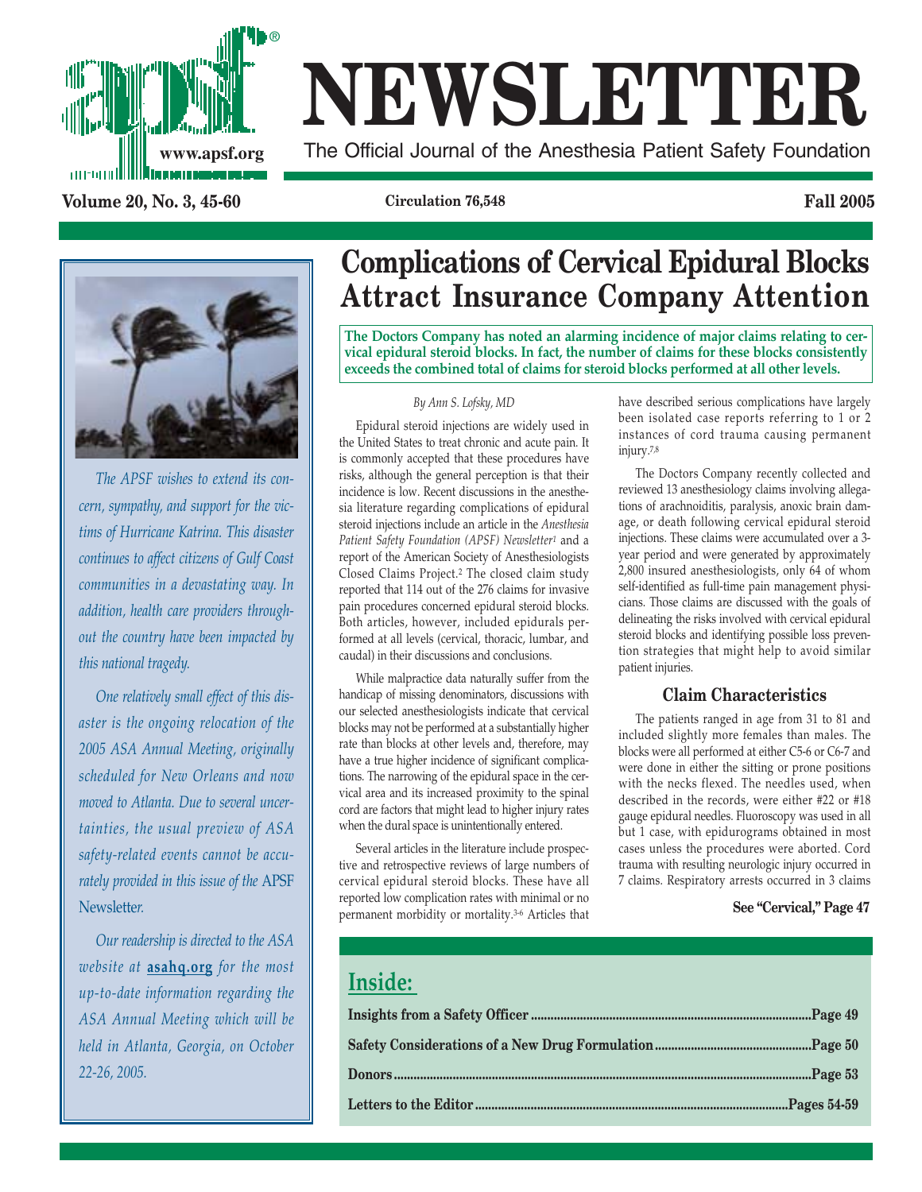# NEWSLETTER

The Official Journal of the Anesthesia Patient Safety Foundation

*The APSF wishes to extend its concern, sympathy, and support for the victims of Hurricane Katrina. This disaster continues to affect citizens of Gulf Coast communities in a devastating way. In addition, health care providers throughout the country have been impacted by this national tragedy.*

*One relatively small effect of this disaster is the ongoing relocation of the 2005 ASA Annual Meeting, originally scheduled for New Orleans and now moved to Atlanta. Due to several uncertainties, the usual preview of ASA safety-related events cannot be accurately provided in this issue of the* APSF Newsletter.

*Our readership is directed to the ASA website at* **asahq.org** *for the most up-to-date information regarding the ASA Annual Meeting which will be held in Atlanta, Georgia, on October 22-26, 2005.*

## Complications of Cervical Epidural Blocks Attract Insurance Company Attention

**The Doctors Company has noted an alarming incidence of major claims relating to cervical epidural steroid blocks. In fact, the number of claims for these blocks consistently exceeds the combined total of claims for steroid blocks performed at all other levels.**

*By Ann S. Lofsky, MD*

Epidural steroid injections are widely used in the United States to treat chronic and acute pain. It is commonly accepted that these procedures have risks, although the general perception is that their incidence is low. Recent discussions in the anesthesia literature regarding complications of epidural steroid injections include an article in the *Anesthesia Patient Safety Foundation (APSF) Newsletter*[1] and a report of the American Society of Anesthesiologists Closed Claims Project.[2] The closed claim study reported that 114 out of the 276 claims for invasive pain procedures concerned epidural steroid blocks. Both articles, however, included epidurals performed at all levels (cervical, thoracic, lumbar, and caudal) in their discussions and conclusions.

While malpractice data naturally suffer from the handicap of missing denominators, discussions with our selected anesthesiologists indicate that cervical blocks may not be performed at a substantially higher rate than blocks at other levels and, therefore, may have a true higher incidence of significant complications. The narrowing of the epidural space in the cervical area and its increased proximity to the spinal cord are factors that might lead to higher injury rates when the dural space is unintentionally entered.

Several articles in the literature include prospective and retrospective reviews of large numbers of cervical epidural steroid blocks. These have all reported low complication rates with minimal or no permanent morbidity or mortality.[3-6] Articles that have described serious complications have largely been isolated case reports referring to 1 or 2 instances of cord trauma causing permanent injury.[7,8]

The Doctors Company recently collected and reviewed 13 anesthesiology claims involving allegations of arachnoiditis, paralysis, anoxic brain damage, or death following cervical epidural steroid injections. These claims were accumulated over a 3-year period and were generated by approximately 2,800 insured anesthesiologists, only 64 of whom self-identified as full-time pain management physicians. Those claims are discussed with the goals of delineating the risks involved with cervical epidural steroid blocks and identifying possible loss prevention strategies that might help to avoid similar patient injuries.

### Claim Characteristics

The patients ranged in age from 31 to 81 and included slightly more females than males. The blocks were all performed at either C5-6 or C6-7 and were done in either the sitting or prone positions with the necks flexed. The needles used, when described in the records, were either #22 or #18 gauge epidural needles. Fluoroscopy was used in all but 1 case, with epidurograms obtained in most cases unless the procedures were aborted. Cord trauma with resulting neurologic injury occurred in 7 claims. Respiratory arrests occurred in 3 claims

**See "Cervical," Page 47**

## Inside:

- **Insights from a Safety Officer** ... Page 49
- **Safety Considerations of a New Drug Formulation** ... Page 50
- **Donors** ... Page 53
- **Letters to the Editor** ... Pages 54-59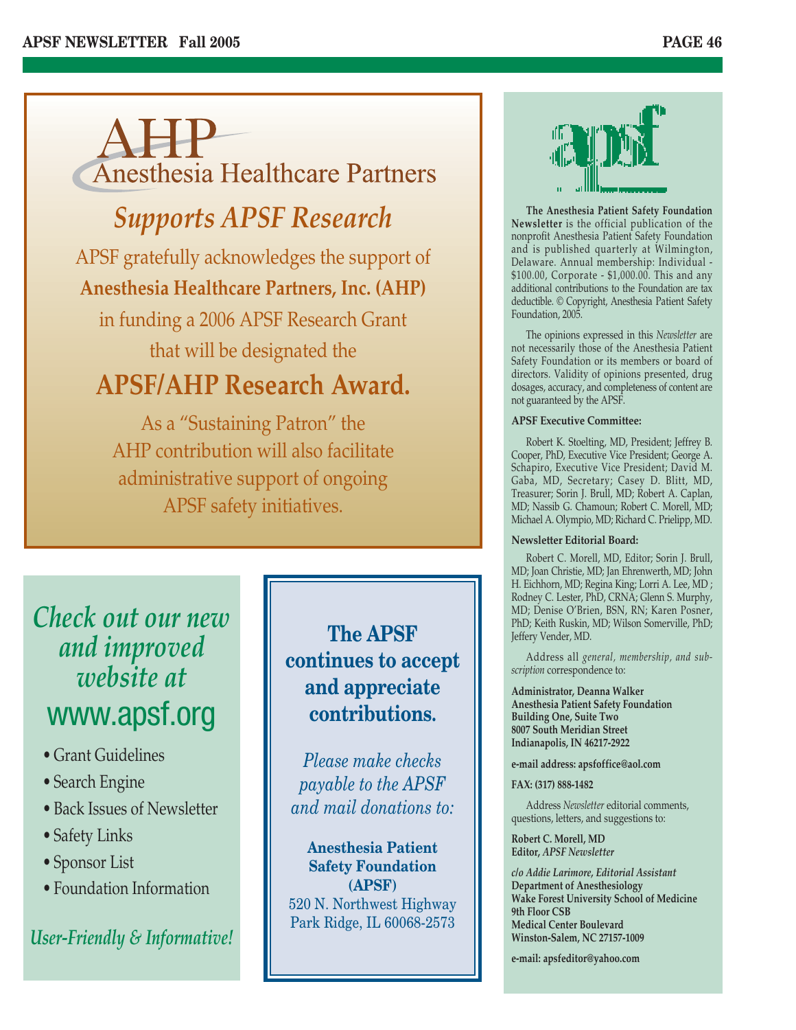# AHP

## Anesthesia Healthcare Partners

## *Supports APSF Research*

APSF gratefully acknowledges the support of **Anesthesia Healthcare Partners, Inc. (AHP)** in funding a 2006 APSF Research Grant that will be designated the

## APSF/AHP Research Award.

As a "Sustaining Patron" the AHP contribution will also facilitate administrative support of ongoing APSF safety initiatives.

## *Check out our new and improved website at* www.apsf.org

- Grant Guidelines
- Search Engine
- Back Issues of Newsletter
- Safety Links
- Sponsor List
- Foundation Information

*User-Friendly & Informative!*

## The APSF continues to accept and appreciate contributions.

*Please make checks payable to the APSF and mail donations to:*

**Anesthesia Patient Safety Foundation (APSF)**
520 N. Northwest Highway
Park Ridge, IL 60068-2573

---

apsf

**The Anesthesia Patient Safety Foundation Newsletter** is the official publication of the nonprofit Anesthesia Patient Safety Foundation and is published quarterly at Wilmington, Delaware. Annual membership: Individual - $100.00, Corporate - $1,000.00. This and any additional contributions to the Foundation are tax deductible. © Copyright, Anesthesia Patient Safety Foundation, 2005.

The opinions expressed in this *Newsletter* are not necessarily those of the Anesthesia Patient Safety Foundation or its members or board of directors. Validity of opinions presented, drug dosages, accuracy, and completeness of content are not guaranteed by the APSF.

**APSF Executive Committee:**

Robert K. Stoelting, MD, President; Jeffrey B. Cooper, PhD, Executive Vice President; George A. Schapiro, Executive Vice President; David M. Gaba, MD, Secretary; Casey D. Blitt, MD, Treasurer; Sorin J. Brull, MD; Robert A. Caplan, MD; Nassib G. Chamoun; Robert C. Morell, MD; Michael A. Olympio, MD; Richard C. Prielipp, MD.

**Newsletter Editorial Board:**

Robert C. Morell, MD, Editor; Sorin J. Brull, MD; Joan Christie, MD; Jan Ehrenwerth, MD; John H. Eichhorn, MD; Regina King; Lorri A. Lee, MD ; Rodney C. Lester, PhD, CRNA; Glenn S. Murphy, MD; Denise O'Brien, BSN, RN; Karen Posner, PhD; Keith Ruskin, MD; Wilson Somerville, PhD; Jeffery Vender, MD.

Address all *general, membership, and subscription* correspondence to:

**Administrator, Deanna Walker**
**Anesthesia Patient Safety Foundation**
**Building One, Suite Two**
**8007 South Meridian Street**
**Indianapolis, IN 46217-2922**

**e-mail address: apsfoffice@aol.com**

**FAX: (317) 888-1482**

Address *Newsletter* editorial comments, questions, letters, and suggestions to:

**Robert C. Morell, MD**
**Editor, *APSF Newsletter***

***c/o Addie Larimore, Editorial Assistant***
**Department of Anesthesiology**
**Wake Forest University School of Medicine**
**9th Floor CSB**
**Medical Center Boulevard**
**Winston-Salem, NC 27157-1009**

**e-mail: apsfeditor@yahoo.com**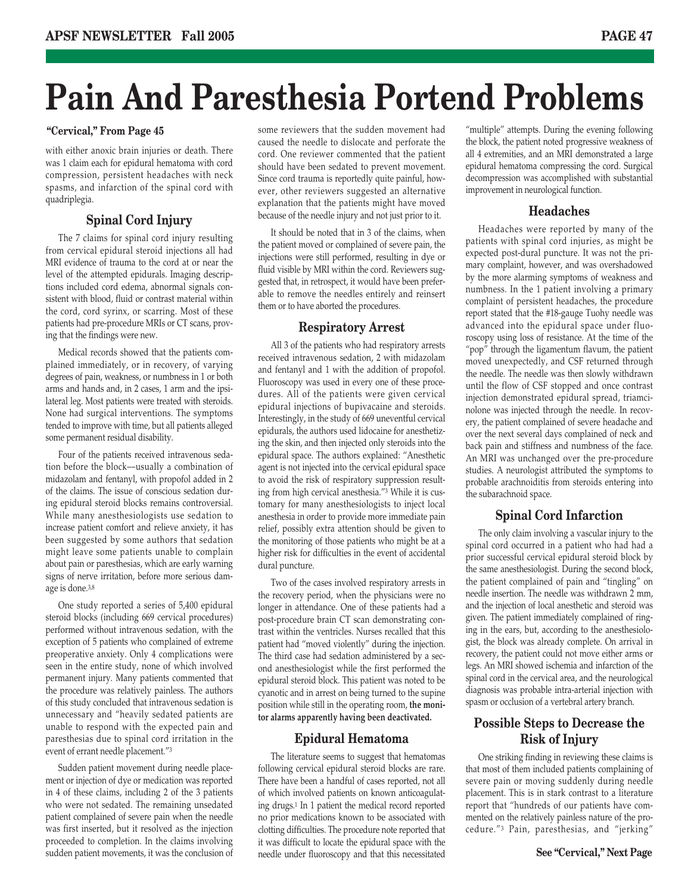# Pain And Paresthesia Portend Problems

**"Cervical," From Page 45**

with either anoxic brain injuries or death. There was 1 claim each for epidural hematoma with cord compression, persistent headaches with neck spasms, and infarction of the spinal cord with quadriplegia.

## Spinal Cord Injury

The 7 claims for spinal cord injury resulting from cervical epidural steroid injections all had MRI evidence of trauma to the cord at or near the level of the attempted epidurals. Imaging descriptions included cord edema, abnormal signals consistent with blood, fluid or contrast material within the cord, cord syrinx, or scarring. Most of these patients had pre-procedure MRIs or CT scans, proving that the findings were new.

Medical records showed that the patients complained immediately, or in recovery, of varying degrees of pain, weakness, or numbness in 1 or both arms and hands and, in 2 cases, 1 arm and the ipsilateral leg. Most patients were treated with steroids. None had surgical interventions. The symptoms tended to improve with time, but all patients alleged some permanent residual disability.

Four of the patients received intravenous sedation before the block—usually a combination of midazolam and fentanyl, with propofol added in 2 of the claims. The issue of conscious sedation during epidural steroid blocks remains controversial. While many anesthesiologists use sedation to increase patient comfort and relieve anxiety, it has been suggested by some authors that sedation might leave some patients unable to complain about pain or paresthesias, which are early warning signs of nerve irritation, before more serious damage is done.[3,8]

One study reported a series of 5,400 epidural steroid blocks (including 669 cervical procedures) performed without intravenous sedation, with the exception of 5 patients who complained of extreme preoperative anxiety. Only 4 complications were seen in the entire study, none of which involved permanent injury. Many patients commented that the procedure was relatively painless. The authors of this study concluded that intravenous sedation is unnecessary and "heavily sedated patients are unable to respond with the expected pain and paresthesias due to spinal cord irritation in the event of errant needle placement."[3]

Sudden patient movement during needle placement or injection of dye or medication was reported in 4 of these claims, including 2 of the 3 patients who were not sedated. The remaining unsedated patient complained of severe pain when the needle was first inserted, but it resolved as the injection proceeded to completion. In the claims involving sudden patient movements, it was the conclusion of some reviewers that the sudden movement had caused the needle to dislocate and perforate the cord. One reviewer commented that the patient should have been sedated to prevent movement. Since cord trauma is reportedly quite painful, however, other reviewers suggested an alternative explanation that the patients might have moved because of the needle injury and not just prior to it.

It should be noted that in 3 of the claims, when the patient moved or complained of severe pain, the injections were still performed, resulting in dye or fluid visible by MRI within the cord. Reviewers suggested that, in retrospect, it would have been preferable to remove the needles entirely and reinsert them or to have aborted the procedures.

## Respiratory Arrest

All 3 of the patients who had respiratory arrests received intravenous sedation, 2 with midazolam and fentanyl and 1 with the addition of propofol. Fluoroscopy was used in every one of these procedures. All of the patients were given cervical epidural injections of bupivacaine and steroids. Interestingly, in the study of 669 uneventful cervical epidurals, the authors used lidocaine for anesthetizing the skin, and then injected only steroids into the epidural space. The authors explained: "Anesthetic agent is not injected into the cervical epidural space to avoid the risk of respiratory suppression resulting from high cervical anesthesia."[3] While it is customary for many anesthesiologists to inject local anesthesia in order to provide more immediate pain relief, possibly extra attention should be given to the monitoring of those patients who might be at a higher risk for difficulties in the event of accidental dural puncture.

Two of the cases involved respiratory arrests in the recovery period, when the physicians were no longer in attendance. One of these patients had a post-procedure brain CT scan demonstrating contrast within the ventricles. Nurses recalled that this patient had "moved violently" during the injection. The third case had sedation administered by a second anesthesiologist while the first performed the epidural steroid block. This patient was noted to be cyanotic and in arrest on being turned to the supine position while still in the operating room, **the monitor alarms apparently having been deactivated.**

## Epidural Hematoma

The literature seems to suggest that hematomas following cervical epidural steroid blocks are rare. There have been a handful of cases reported, not all of which involved patients on known anticoagulating drugs.[1] In 1 patient the medical record reported no prior medications known to be associated with clotting difficulties. The procedure note reported that it was difficult to locate the epidural space with the needle under fluoroscopy and that this necessitated "multiple" attempts. During the evening following the block, the patient noted progressive weakness of all 4 extremities, and an MRI demonstrated a large epidural hematoma compressing the cord. Surgical decompression was accomplished with substantial improvement in neurological function.

## Headaches

Headaches were reported by many of the patients with spinal cord injuries, as might be expected post-dural puncture. It was not the primary complaint, however, and was overshadowed by the more alarming symptoms of weakness and numbness. In the 1 patient involving a primary complaint of persistent headaches, the procedure report stated that the #18-gauge Tuohy needle was advanced into the epidural space under fluoroscopy using loss of resistance. At the time of the "pop" through the ligamentum flavum, the patient moved unexpectedly, and CSF returned through the needle. The needle was then slowly withdrawn until the flow of CSF stopped and once contrast injection demonstrated epidural spread, triamcinolone was injected through the needle. In recovery, the patient complained of severe headache and over the next several days complained of neck and back pain and stiffness and numbness of the face. An MRI was unchanged over the pre-procedure studies. A neurologist attributed the symptoms to probable arachnoiditis from steroids entering into the subarachnoid space.

## Spinal Cord Infarction

The only claim involving a vascular injury to the spinal cord occurred in a patient who had had a prior successful cervical epidural steroid block by the same anesthesiologist. During the second block, the patient complained of pain and "tingling" on needle insertion. The needle was withdrawn 2 mm, and the injection of local anesthetic and steroid was given. The patient immediately complained of ringing in the ears, but, according to the anesthesiologist, the block was already complete. On arrival in recovery, the patient could not move either arms or legs. An MRI showed ischemia and infarction of the spinal cord in the cervical area, and the neurological diagnosis was probable intra-arterial injection with spasm or occlusion of a vertebral artery branch.

## Possible Steps to Decrease the Risk of Injury

One striking finding in reviewing these claims is that most of them included patients complaining of severe pain or moving suddenly during needle placement. This is in stark contrast to a literature report that "hundreds of our patients have commented on the relatively painless nature of the procedure."[3] Pain, paresthesias, and "jerking"

**See "Cervical," Next Page**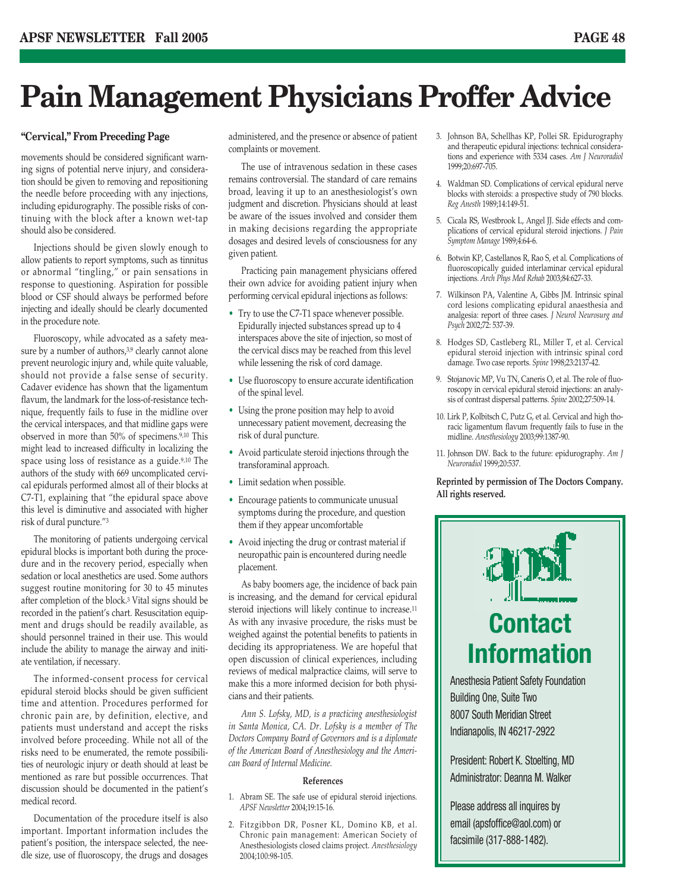# Pain Management Physicians Proffer Advice

**"Cervical," From Preceding Page**

movements should be considered significant warning signs of potential nerve injury, and consideration should be given to removing and repositioning the needle before proceeding with any injections, including epidurography. The possible risks of continuing with the block after a known wet-tap should also be considered.

Injections should be given slowly enough to allow patients to report symptoms, such as tinnitus or abnormal "tingling," or pain sensations in response to questioning. Aspiration for possible blood or CSF should always be performed before injecting and ideally should be clearly documented in the procedure note.

Fluoroscopy, while advocated as a safety measure by a number of authors,[3,9] clearly cannot alone prevent neurologic injury and, while quite valuable, should not provide a false sense of security. Cadaver evidence has shown that the ligamentum flavum, the landmark for the loss-of-resistance technique, frequently fails to fuse in the midline over the cervical interspaces, and that midline gaps were observed in more than 50% of specimens.[9,10] This might lead to increased difficulty in localizing the space using loss of resistance as a guide.[9,10] The authors of the study with 669 uncomplicated cervical epidurals performed almost all of their blocks at C7-T1, explaining that "the epidural space above this level is diminutive and associated with higher risk of dural puncture."[3]

The monitoring of patients undergoing cervical epidural blocks is important both during the procedure and in the recovery period, especially when sedation or local anesthetics are used. Some authors suggest routine monitoring for 30 to 45 minutes after completion of the block.[3] Vital signs should be recorded in the patient's chart. Resuscitation equipment and drugs should be readily available, as should personnel trained in their use. This would include the ability to manage the airway and initiate ventilation, if necessary.

The informed-consent process for cervical epidural steroid blocks should be given sufficient time and attention. Procedures performed for chronic pain are, by definition, elective, and patients must understand and accept the risks involved before proceeding. While not all of the risks need to be enumerated, the remote possibilities of neurologic injury or death should at least be mentioned as rare but possible occurrences. That discussion should be documented in the patient's medical record.

Documentation of the procedure itself is also important. Important information includes the patient's position, the interspace selected, the needle size, use of fluoroscopy, the drugs and dosages administered, and the presence or absence of patient complaints or movement.

The use of intravenous sedation in these cases remains controversial. The standard of care remains broad, leaving it up to an anesthesiologist's own judgment and discretion. Physicians should at least be aware of the issues involved and consider them in making decisions regarding the appropriate dosages and desired levels of consciousness for any given patient.

Practicing pain management physicians offered their own advice for avoiding patient injury when performing cervical epidural injections as follows:

- Try to use the C7-T1 space whenever possible. Epidurally injected substances spread up to 4 interspaces above the site of injection, so most of the cervical discs may be reached from this level while lessening the risk of cord damage.
- Use fluoroscopy to ensure accurate identification of the spinal level.
- Using the prone position may help to avoid unnecessary patient movement, decreasing the risk of dural puncture.
- Avoid particulate steroid injections through the transforaminal approach.
- Limit sedation when possible.
- Encourage patients to communicate unusual symptoms during the procedure, and question them if they appear uncomfortable
- Avoid injecting the drug or contrast material if neuropathic pain is encountered during needle placement.

As baby boomers age, the incidence of back pain is increasing, and the demand for cervical epidural steroid injections will likely continue to increase.[11] As with any invasive procedure, the risks must be weighed against the potential benefits to patients in deciding its appropriateness. We are hopeful that open discussion of clinical experiences, including reviews of medical malpractice claims, will serve to make this a more informed decision for both physicians and their patients.

*Ann S. Lofsky, MD, is a practicing anesthesiologist in Santa Monica, CA. Dr. Lofsky is a member of The Doctors Company Board of Governors and is a diplomate of the American Board of Anesthesiology and the American Board of Internal Medicine.*

### References

1. Abram SE. The safe use of epidural steroid injections. *APSF Newsletter* 2004;19:15-16.
2. Fitzgibbon DR, Posner KL, Domino KB, et al. Chronic pain management: American Society of Anesthesiologists closed claims project. *Anesthesiology* 2004;100:98-105.
3. Johnson BA, Schellhas KP, Pollei SR. Epidurography and therapeutic epidural injections: technical considerations and experience with 5334 cases. *Am J Neuroradiol* 1999;20:697-705.
4. Waldman SD. Complications of cervical epidural nerve blocks with steroids: a prospective study of 790 blocks. *Reg Anesth* 1989;14:149-51.
5. Cicala RS, Westbrook L, Angel JJ. Side effects and complications of cervical epidural steroid injections. *J Pain Symptom Manage* 1989;4:64-6.
6. Botwin KP, Castellanos R, Rao S, et al. Complications of fluoroscopically guided interlaminar cervical epidural injections. *Arch Phys Med Rehab* 2003;84:627-33.
7. Wilkinson PA, Valentine A, Gibbs JM. Intrinsic spinal cord lesions complicating epidural anaesthesia and analgesia: report of three cases. *J Neurol Neurosurg and Psych* 2002;72: 537-39.
8. Hodges SD, Castleberg RL, Miller T, et al. Cervical epidural steroid injection with intrinsic spinal cord damage. Two case reports. *Spine* 1998;23:2137-42.
9. Stojanovic MP, Vu TN, Caneris O, et al. The role of fluoroscopy in cervical epidural steroid injections: an analysis of contrast dispersal patterns. *Spine* 2002;27:509-14.
10. Lirk P, Kolbitsch C, Putz G, et al. Cervical and high thoracic ligamentum flavum frequently fails to fuse in the midline. *Anesthesiology* 2003;99:1387-90.
11. Johnson DW. Back to the future: epidurography. *Am J Neuroradiol* 1999;20:537.

**Reprinted by permission of The Doctors Company. All rights reserved.**

## Contact Information

Anesthesia Patient Safety Foundation
Building One, Suite Two
8007 South Meridian Street
Indianapolis, IN 46217-2922

President: Robert K. Stoelting, MD
Administrator: Deanna M. Walker

Please address all inquires by email (apsfoffice@aol.com) or facsimile (317-888-1482).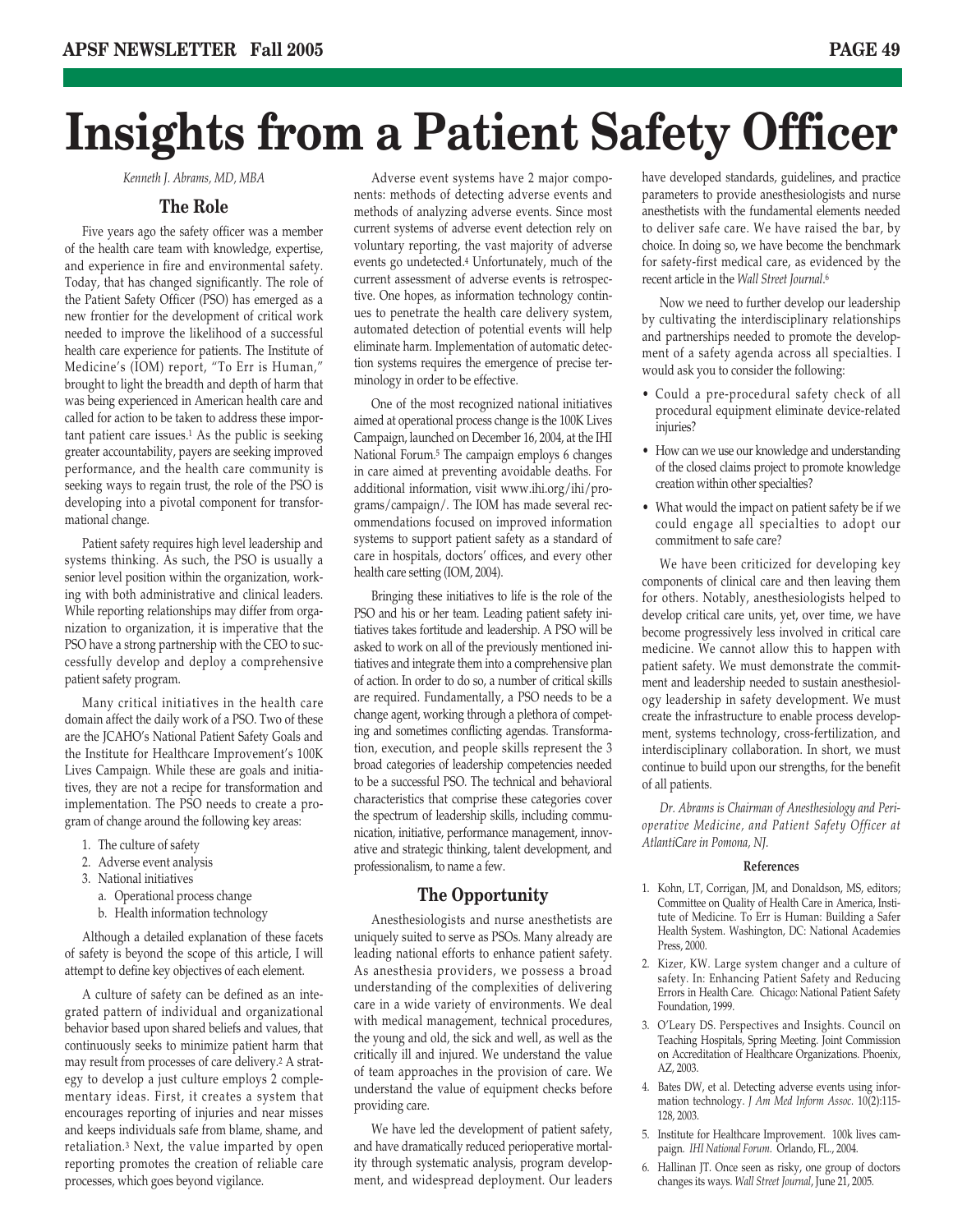# Insights from a Patient Safety Officer

*Kenneth J. Abrams, MD, MBA*

## The Role

Five years ago the safety officer was a member of the health care team with knowledge, expertise, and experience in fire and environmental safety. Today, that has changed significantly. The role of the Patient Safety Officer (PSO) has emerged as a new frontier for the development of critical work needed to improve the likelihood of a successful health care experience for patients. The Institute of Medicine's (IOM) report, "To Err is Human," brought to light the breadth and depth of harm that was being experienced in American health care and called for action to be taken to address these important patient care issues.[1] As the public is seeking greater accountability, payers are seeking improved performance, and the health care community is seeking ways to regain trust, the role of the PSO is developing into a pivotal component for transformational change.

Patient safety requires high level leadership and systems thinking. As such, the PSO is usually a senior level position within the organization, working with both administrative and clinical leaders. While reporting relationships may differ from organization to organization, it is imperative that the PSO have a strong partnership with the CEO to successfully develop and deploy a comprehensive patient safety program.

Many critical initiatives in the health care domain affect the daily work of a PSO. Two of these are the JCAHO's National Patient Safety Goals and the Institute for Healthcare Improvement's 100K Lives Campaign. While these are goals and initiatives, they are not a recipe for transformation and implementation. The PSO needs to create a program of change around the following key areas:

1. The culture of safety
2. Adverse event analysis
3. National initiatives
   a. Operational process change
   b. Health information technology

Although a detailed explanation of these facets of safety is beyond the scope of this article, I will attempt to define key objectives of each element.

A culture of safety can be defined as an integrated pattern of individual and organizational behavior based upon shared beliefs and values, that continuously seeks to minimize patient harm that may result from processes of care delivery.[2] A strategy to develop a just culture employs 2 complementary ideas. First, it creates a system that encourages reporting of injuries and near misses and keeps individuals safe from blame, shame, and retaliation.[3] Next, the value imparted by open reporting promotes the creation of reliable care processes, which goes beyond vigilance.

Adverse event systems have 2 major components: methods of detecting adverse events and methods of analyzing adverse events. Since most current systems of adverse event detection rely on voluntary reporting, the vast majority of adverse events go undetected.[4] Unfortunately, much of the current assessment of adverse events is retrospective. One hopes, as information technology continues to penetrate the health care delivery system, automated detection of potential events will help eliminate harm. Implementation of automatic detection systems requires the emergence of precise terminology in order to be effective.

One of the most recognized national initiatives aimed at operational process change is the 100K Lives Campaign, launched on December 16, 2004, at the IHI National Forum.[5] The campaign employs 6 changes in care aimed at preventing avoidable deaths. For additional information, visit www.ihi.org/ihi/programs/campaign/. The IOM has made several recommendations focused on improved information systems to support patient safety as a standard of care in hospitals, doctors' offices, and every other health care setting (IOM, 2004).

Bringing these initiatives to life is the role of the PSO and his or her team. Leading patient safety initiatives takes fortitude and leadership. A PSO will be asked to work on all of the previously mentioned initiatives and integrate them into a comprehensive plan of action. In order to do so, a number of critical skills are required. Fundamentally, a PSO needs to be a change agent, working through a plethora of competing and sometimes conflicting agendas. Transformation, execution, and people skills represent the 3 broad categories of leadership competencies needed to be a successful PSO. The technical and behavioral characteristics that comprise these categories cover the spectrum of leadership skills, including communication, initiative, performance management, innovative and strategic thinking, talent development, and professionalism, to name a few.

## The Opportunity

Anesthesiologists and nurse anesthetists are uniquely suited to serve as PSOs. Many already are leading national efforts to enhance patient safety. As anesthesia providers, we possess a broad understanding of the complexities of delivering care in a wide variety of environments. We deal with medical management, technical procedures, the young and old, the sick and well, as well as the critically ill and injured. We understand the value of team approaches in the provision of care. We understand the value of equipment checks before providing care.

We have led the development of patient safety, and have dramatically reduced perioperative mortality through systematic analysis, program development, and widespread deployment. Our leaders have developed standards, guidelines, and practice parameters to provide anesthesiologists and nurse anesthetists with the fundamental elements needed to deliver safe care. We have raised the bar, by choice. In doing so, we have become the benchmark for safety-first medical care, as evidenced by the recent article in the *Wall Street Journal*.[6]

Now we need to further develop our leadership by cultivating the interdisciplinary relationships and partnerships needed to promote the development of a safety agenda across all specialties. I would ask you to consider the following:

- Could a pre-procedural safety check of all procedural equipment eliminate device-related injuries?
- How can we use our knowledge and understanding of the closed claims project to promote knowledge creation within other specialties?
- What would the impact on patient safety be if we could engage all specialties to adopt our commitment to safe care?

We have been criticized for developing key components of clinical care and then leaving them for others. Notably, anesthesiologists helped to develop critical care units, yet, over time, we have become progressively less involved in critical care medicine. We cannot allow this to happen with patient safety. We must demonstrate the commitment and leadership needed to sustain anesthesiology leadership in safety development. We must create the infrastructure to enable process development, systems technology, cross-fertilization, and interdisciplinary collaboration. In short, we must continue to build upon our strengths, for the benefit of all patients.

*Dr. Abrams is Chairman of Anesthesiology and Perioperative Medicine, and Patient Safety Officer at AtlantiCare in Pomona, NJ.*

#### References

1. Kohn, LT, Corrigan, JM, and Donaldson, MS, editors; Committee on Quality of Health Care in America, Institute of Medicine. To Err is Human: Building a Safer Health System. Washington, DC: National Academies Press, 2000.
2. Kizer, KW. Large system changer and a culture of safety. In: Enhancing Patient Safety and Reducing Errors in Health Care. Chicago: National Patient Safety Foundation, 1999.
3. O'Leary DS. Perspectives and Insights. Council on Teaching Hospitals, Spring Meeting. Joint Commission on Accreditation of Healthcare Organizations. Phoenix, AZ, 2003.
4. Bates DW, et al. Detecting adverse events using information technology. *J Am Med Inform Assoc*. 10(2):115-128, 2003.
5. Institute for Healthcare Improvement. 100k lives campaign. *IHI National Forum*. Orlando, FL., 2004.
6. Hallinan JT. Once seen as risky, one group of doctors changes its ways. *Wall Street Journal*, June 21, 2005.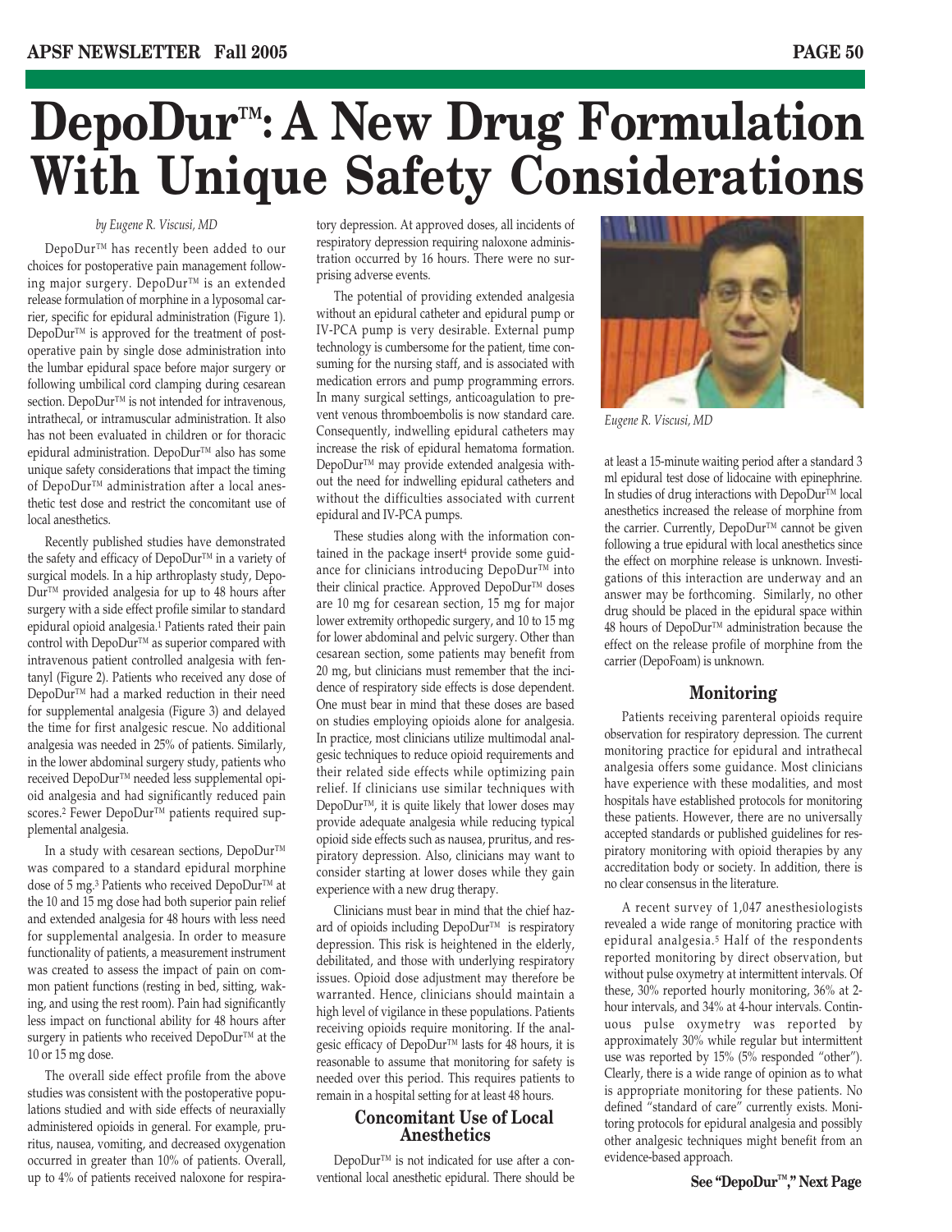# DepoDur™: A New Drug Formulation With Unique Safety Considerations

*by Eugene R. Viscusi, MD*

DepoDur™ has recently been added to our choices for postoperative pain management following major surgery. DepoDur™ is an extended release formulation of morphine in a lyposomal carrier, specific for epidural administration (Figure 1). DepoDur™ is approved for the treatment of postoperative pain by single dose administration into the lumbar epidural space before major surgery or following umbilical cord clamping during cesarean section. DepoDur™ is not intended for intravenous, intrathecal, or intramuscular administration. It also has not been evaluated in children or for thoracic epidural administration. DepoDur™ also has some unique safety considerations that impact the timing of DepoDur™ administration after a local anesthetic test dose and restrict the concomitant use of local anesthetics.

Recently published studies have demonstrated the safety and efficacy of DepoDur™ in a variety of surgical models. In a hip arthroplasty study, DepoDur™ provided analgesia for up to 48 hours after surgery with a side effect profile similar to standard epidural opioid analgesia.[1] Patients rated their pain control with DepoDur™ as superior compared with intravenous patient controlled analgesia with fentanyl (Figure 2). Patients who received any dose of DepoDur™ had a marked reduction in their need for supplemental analgesia (Figure 3) and delayed the time for first analgesic rescue. No additional analgesia was needed in 25% of patients. Similarly, in the lower abdominal surgery study, patients who received DepoDur™ needed less supplemental opioid analgesia and had significantly reduced pain scores.[2] Fewer DepoDur™ patients required supplemental analgesia.

In a study with cesarean sections, DepoDur™ was compared to a standard epidural morphine dose of 5 mg.[3] Patients who received DepoDur™ at the 10 and 15 mg dose had both superior pain relief and extended analgesia for 48 hours with less need for supplemental analgesia. In order to measure functionality of patients, a measurement instrument was created to assess the impact of pain on common patient functions (resting in bed, sitting, waking, and using the rest room). Pain had significantly less impact on functional ability for 48 hours after surgery in patients who received DepoDur™ at the 10 or 15 mg dose.

The overall side effect profile from the above studies was consistent with the postoperative populations studied and with side effects of neuraxially administered opioids in general. For example, pruritus, nausea, vomiting, and decreased oxygenation occurred in greater than 10% of patients. Overall, up to 4% of patients received naloxone for respiratory depression. At approved doses, all incidents of respiratory depression requiring naloxone administration occurred by 16 hours. There were no surprising adverse events.

The potential of providing extended analgesia without an epidural catheter and epidural pump or IV-PCA pump is very desirable. External pump technology is cumbersome for the patient, time consuming for the nursing staff, and is associated with medication errors and pump programming errors. In many surgical settings, anticoagulation to prevent venous thromboembolis is now standard care. Consequently, indwelling epidural catheters may increase the risk of epidural hematoma formation. DepoDur™ may provide extended analgesia without the need for indwelling epidural catheters and without the difficulties associated with current epidural and IV-PCA pumps.

These studies along with the information contained in the package insert[4] provide some guidance for clinicians introducing DepoDur™ into their clinical practice. Approved DepoDur™ doses are 10 mg for cesarean section, 15 mg for major lower extremity orthopedic surgery, and 10 to 15 mg for lower abdominal and pelvic surgery. Other than cesarean section, some patients may benefit from 20 mg, but clinicians must remember that the incidence of respiratory side effects is dose dependent. One must bear in mind that these doses are based on studies employing opioids alone for analgesia. In practice, most clinicians utilize multimodal analgesic techniques to reduce opioid requirements and their related side effects while optimizing pain relief. If clinicians use similar techniques with DepoDur™, it is quite likely that lower doses may provide adequate analgesia while reducing typical opioid side effects such as nausea, pruritus, and respiratory depression. Also, clinicians may want to consider starting at lower doses while they gain experience with a new drug therapy.

Clinicians must bear in mind that the chief hazard of opioids including DepoDur™ is respiratory depression. This risk is heightened in the elderly, debilitated, and those with underlying respiratory issues. Opioid dose adjustment may therefore be warranted. Hence, clinicians should maintain a high level of vigilance in these populations. Patients receiving opioids require monitoring. If the analgesic efficacy of DepoDur™ lasts for 48 hours, it is reasonable to assume that monitoring for safety is needed over this period. This requires patients to remain in a hospital setting for at least 48 hours.

## Concomitant Use of Local Anesthetics

DepoDur™ is not indicated for use after a conventional local anesthetic epidural. There should be at least a 15-minute waiting period after a standard 3 ml epidural test dose of lidocaine with epinephrine. In studies of drug interactions with DepoDur™ local anesthetics increased the release of morphine from the carrier. Currently, DepoDur™ cannot be given following a true epidural with local anesthetics since the effect on morphine release is unknown. Investigations of this interaction are underway and an answer may be forthcoming. Similarly, no other drug should be placed in the epidural space within 48 hours of DepoDur™ administration because the effect on the release profile of morphine from the carrier (DepoFoam) is unknown.

*Eugene R. Viscusi, MD*

## Monitoring

Patients receiving parenteral opioids require observation for respiratory depression. The current monitoring practice for epidural and intrathecal analgesia offers some guidance. Most clinicians have experience with these modalities, and most hospitals have established protocols for monitoring these patients. However, there are no universally accepted standards or published guidelines for respiratory monitoring with opioid therapies by any accreditation body or society. In addition, there is no clear consensus in the literature.

A recent survey of 1,047 anesthesiologists revealed a wide range of monitoring practice with epidural analgesia.[5] Half of the respondents reported monitoring by direct observation, but without pulse oxymetry at intermittent intervals. Of these, 30% reported hourly monitoring, 36% at 2-hour intervals, and 34% at 4-hour intervals. Continuous pulse oxymetry was reported by approximately 30% while regular but intermittent use was reported by 15% (5% responded "other"). Clearly, there is a wide range of opinion as to what is appropriate monitoring for these patients. No defined "standard of care" currently exists. Monitoring protocols for epidural analgesia and possibly other analgesic techniques might benefit from an evidence-based approach.

**See "DepoDur™," Next Page**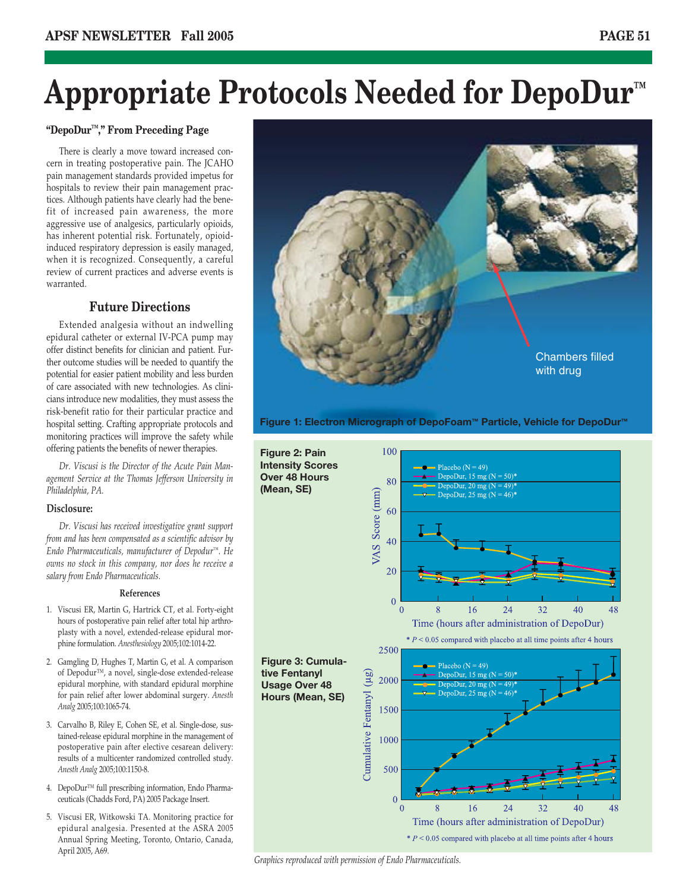# Appropriate Protocols Needed for DepoDur™

**"DepoDur™," From Preceding Page**

There is clearly a move toward increased concern in treating postoperative pain. The JCAHO pain management standards provided impetus for hospitals to review their pain management practices. Although patients have clearly had the benefit of increased pain awareness, the more aggressive use of analgesics, particularly opioids, has inherent potential risk. Fortunately, opioid-induced respiratory depression is easily managed, when it is recognized. Consequently, a careful review of current practices and adverse events is warranted.

### Future Directions

Extended analgesia without an indwelling epidural catheter or external IV-PCA pump may offer distinct benefits for clinician and patient. Further outcome studies will be needed to quantify the potential for easier patient mobility and less burden of care associated with new technologies. As clinicians introduce new modalities, they must assess the risk-benefit ratio for their particular practice and hospital setting. Crafting appropriate protocols and monitoring practices will improve the safety while offering patients the benefits of newer therapies.

*Dr. Viscusi is the Director of the Acute Pain Management Service at the Thomas Jefferson University in Philadelphia, PA.*

**Disclosure:**

*Dr. Viscusi has received investigative grant support from and has been compensated as a scientific advisor by Endo Pharmaceuticals, manufacturer of Depodur™. He owns no stock in this company, nor does he receive a salary from Endo Pharmaceuticals.*

#### References

1. Viscusi ER, Martin G, Hartrick CT, et al. Forty-eight hours of postoperative pain relief after total hip arthroplasty with a novel, extended-release epidural morphine formulation. *Anesthesiology* 2005;102:1014-22.
2. Gambling D, Hughes T, Martin G, et al. A comparison of Depodur™, a novel, single-dose extended-release epidural morphine, with standard epidural morphine for pain relief after lower abdominal surgery. *Anesth Analg* 2005;100:1065-74.
3. Carvalho B, Riley E, Cohen SE, et al. Single-dose, sustained-release epidural morphine in the management of postoperative pain after elective cesarean delivery: results of a multicenter randomized controlled study. *Anesth Analg* 2005;100:1150-8.
4. DepoDur™ full prescribing information, Endo Pharmaceuticals (Chadds Ford, PA) 2005 Package Insert.
5. Viscusi ER, Witkowski TA. Monitoring practice for epidural analgesia. Presented at the ASRA 2005 Annual Spring Meeting, Toronto, Ontario, Canada, April 2005, A69.

**Figure 1: Electron Micrograph of DepoFoam™ Particle, Vehicle for DepoDur™**

**Figure 2: Pain Intensity Scores Over 48 Hours (Mean, SE)**

* $P < 0.05$ compared with placebo at all time points after 4 hours

**Figure 3: Cumulative Fentanyl Usage Over 48 Hours (Mean, SE)**

* $P < 0.05$ compared with placebo at all time points after 4 hours

*Graphics reproduced with permission of Endo Pharmaceuticals.*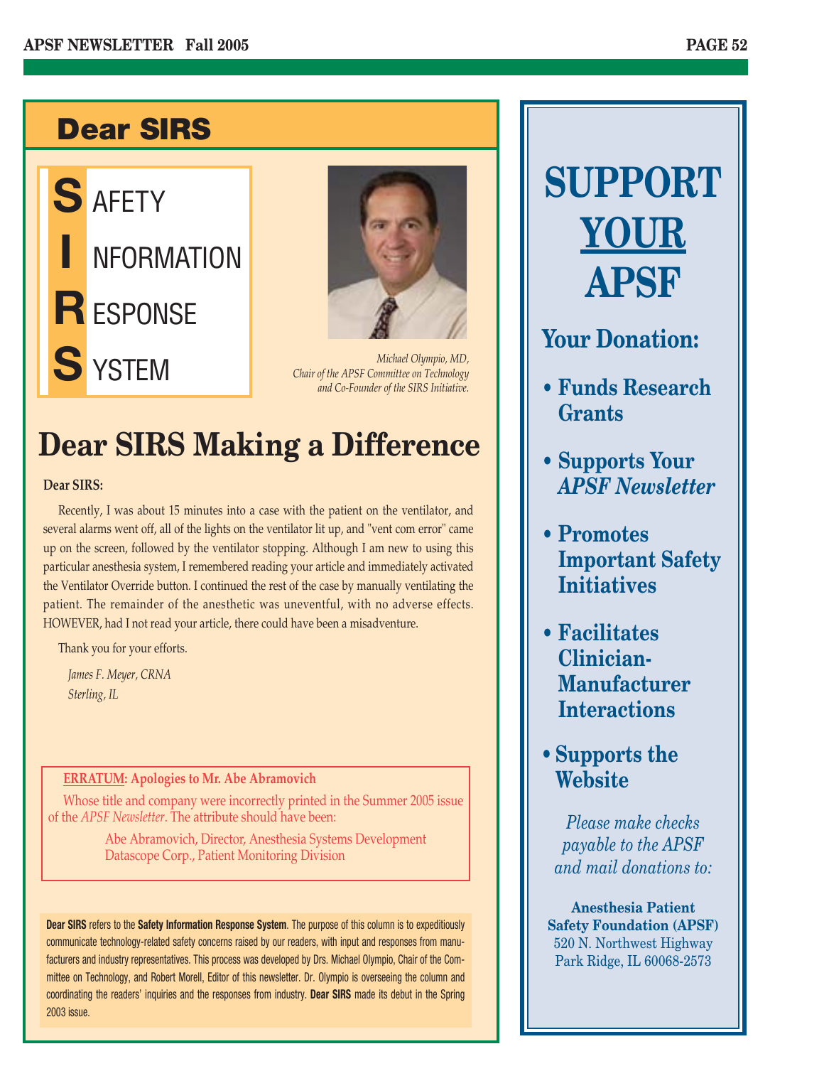# Dear SIRS

**S** AFETY
**I** NFORMATION
**R** ESPONSE
**S** YSTEM

*Michael Olympio, MD, Chair of the APSF Committee on Technology and Co-Founder of the SIRS Initiative.*

## Dear SIRS Making a Difference

**Dear SIRS:**

Recently, I was about 15 minutes into a case with the patient on the ventilator, and several alarms went off, all of the lights on the ventilator lit up, and "vent com error" came up on the screen, followed by the ventilator stopping. Although I am new to using this particular anesthesia system, I remembered reading your article and immediately activated the Ventilator Override button. I continued the rest of the case by manually ventilating the patient. The remainder of the anesthetic was uneventful, with no adverse effects. HOWEVER, had I not read your article, there could have been a misadventure.

Thank you for your efforts.

*James F. Meyer, CRNA*
*Sterling, IL*

**ERRATUM: Apologies to Mr. Abe Abramovich**

Whose title and company were incorrectly printed in the Summer 2005 issue of the *APSF Newsletter*. The attribute should have been:

Abe Abramovich, Director, Anesthesia Systems Development
Datascope Corp., Patient Monitoring Division

**Dear SIRS** refers to the **Safety Information Response System**. The purpose of this column is to expeditiously communicate technology-related safety concerns raised by our readers, with input and responses from manufacturers and industry representatives. This process was developed by Drs. Michael Olympio, Chair of the Committee on Technology, and Robert Morell, Editor of this newsletter. Dr. Olympio is overseeing the column and coordinating the readers' inquiries and the responses from industry. **Dear SIRS** made its debut in the Spring 2003 issue.

# SUPPORT YOUR APSF

## Your Donation:

- **Funds Research Grants**
- **Supports Your *APSF Newsletter***
- **Promotes Important Safety Initiatives**
- **Facilitates Clinician-Manufacturer Interactions**
- **Supports the Website**

*Please make checks payable to the APSF and mail donations to:*

**Anesthesia Patient Safety Foundation (APSF)**
520 N. Northwest Highway
Park Ridge, IL 60068-2573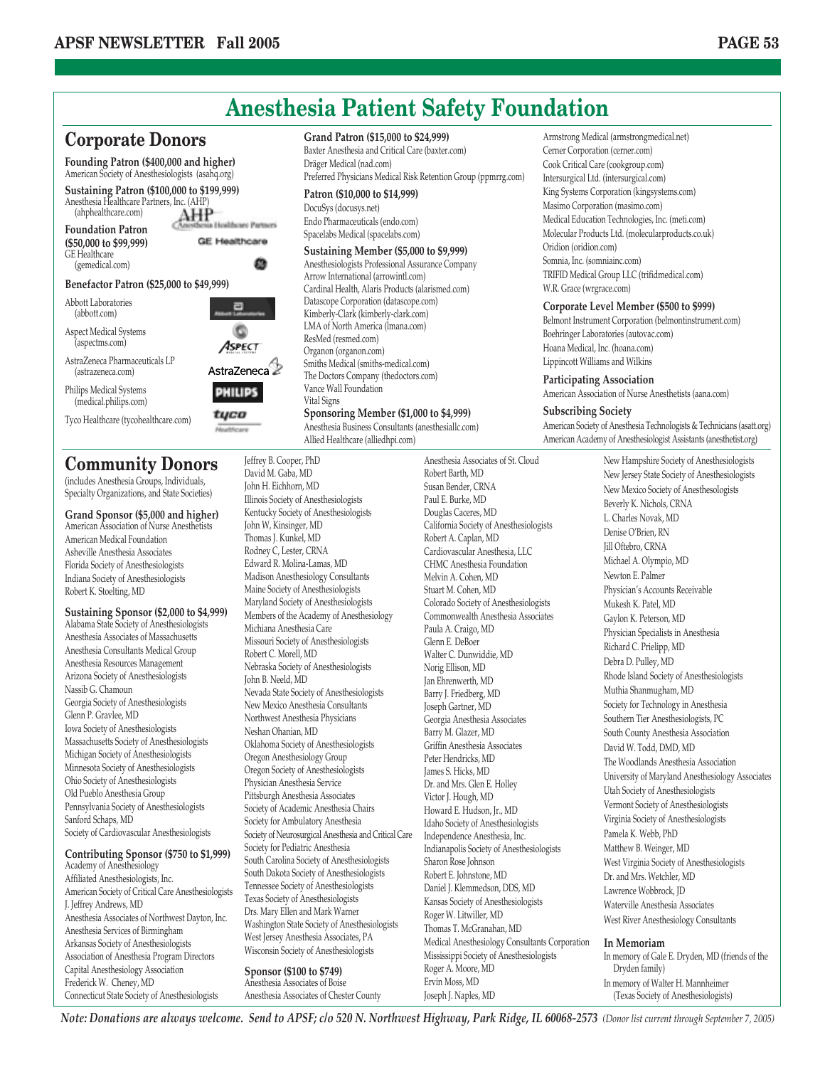# Anesthesia Patient Safety Foundation

## Corporate Donors

**Founding Patron ($400,000 and higher)**
American Society of Anesthesiologists (asahq.org)

**Sustaining Patron ($100,000 to $199,999)**
Anesthesia Healthcare Partners, Inc. (AHP) (ahphealthcare.com)

**Foundation Patron ($50,000 to $99,999)**
GE Healthcare (gemedical.com)

**Benefactor Patron ($25,000 to $49,999)**
Abbott Laboratories (abbott.com)
Aspect Medical Systems (aspectms.com)
AstraZeneca Pharmaceuticals LP (astrazeneca.com)
Philips Medical Systems (medical.philips.com)
Tyco Healthcare (tycohealthcare.com)

**Grand Patron ($15,000 to $24,999)**
Baxter Anesthesia and Critical Care (baxter.com)
Dräger Medical (nad.com)
Preferred Physicians Medical Risk Retention Group (ppmrrg.com)

**Patron ($10,000 to $14,999)**
DocuSys (docusys.net)
Endo Pharmaceuticals (endo.com)
Spacelabs Medical (spacelabs.com)

**Sustaining Member ($5,000 to $9,999)**
Anesthesiologists Professional Assurance Company
Arrow International (arrowintl.com)
Cardinal Health, Alaris Products (alarismed.com)
Datascope Corporation (datascope.com)
Kimberly-Clark (kimberly-clark.com)
LMA of North America (lmana.com)
ResMed (resmed.com)
Organon (organon.com)
Smiths Medical (smiths-medical.com)
The Doctors Company (thedoctors.com)
Vance Wall Foundation
Vital Signs

**Sponsoring Member ($1,000 to $4,999)**
Anesthesia Business Consultants (anesthesiallc.com)
Allied Healthcare (alliedhpi.com)
Armstrong Medical (armstrongmedical.net)
Cerner Corporation (cerner.com)
Cook Critical Care (cookgroup.com)
Intersurgical Ltd. (intersurgical.com)
King Systems Corporation (kingsystems.com)
Masimo Corporation (masimo.com)
Medical Education Technologies, Inc. (meti.com)
Molecular Products Ltd. (molecularproducts.co.uk)
Oridion (oridion.com)
Somnia, Inc. (somniainc.com)
TRIFID Medical Group LLC (trifidmedical.com)
W.R. Grace (wrgrace.com)

**Corporate Level Member ($500 to $999)**
Belmont Instrument Corporation (belmontinstrument.com)
Boehringer Laboratories (autovac.com)
Hoana Medical, Inc. (hoana.com)
Lippincott Williams and Wilkins

**Participating Association**
American Association of Nurse Anesthetists (aana.com)

**Subscribing Society**
American Society of Anesthesia Technologists & Technicians (asatt.org)
American Academy of Anesthesiologist Assistants (anesthetist.org)

## Community Donors

(includes Anesthesia Groups, Individuals, Specialty Organizations, and State Societies)

**Grand Sponsor ($5,000 and higher)**
American Association of Nurse Anesthetists
American Medical Foundation
Asheville Anesthesia Associates
Florida Society of Anesthesiologists
Indiana Society of Anesthesiologists
Robert K. Stoelting, MD

**Sustaining Sponsor ($2,000 to $4,999)**
Alabama State Society of Anesthesiologists
Anesthesia Associates of Massachusetts
Anesthesia Consultants Medical Group
Anesthesia Resources Management
Arizona Society of Anesthesiologists
Nassib G. Chamoun
Georgia Society of Anesthesiologists
Glenn P. Gravlee, MD
Iowa Society of Anesthesiologists
Massachusetts Society of Anesthesiologists
Michigan Society of Anesthesiologists
Minnesota Society of Anesthesiologists
Ohio Society of Anesthesiologists
Old Pueblo Anesthesia Group
Pennsylvania Society of Anesthesiologists
Sanford Schaps, MD
Society of Cardiovascular Anesthesiologists

**Contributing Sponsor ($750 to $1,999)**
Academy of Anesthesiology
Affiliated Anesthesiologists, Inc.
American Society of Critical Care Anesthesiologists
J. Jeffrey Andrews, MD
Anesthesia Associates of Northwest Dayton, Inc.
Anesthesia Services of Birmingham
Arkansas Society of Anesthesiologists
Association of Anesthesia Program Directors
Capital Anesthesiology Association
Frederick W. Cheney, MD
Connecticut State Society of Anesthesiologists
Jeffrey B. Cooper, PhD
David M. Gaba, MD
John H. Eichhorn, MD
Illinois Society of Anesthesiologists
Kentucky Society of Anesthesiologists
John W, Kinsinger, MD
Thomas J. Kunkel, MD
Rodney C, Lester, CRNA
Edward R. Molina-Lamas, MD
Madison Anesthesiology Consultants
Maine Society of Anesthesiologists
Maryland Society of Anesthesiologists
Members of the Academy of Anesthesiology
Michiana Anesthesia Care
Missouri Society of Anesthesiologists
Robert C. Morell, MD
Nebraska Society of Anesthesiologists
John B. Neeld, MD
Nevada State Society of Anesthesiologists
New Mexico Anesthesia Consultants
Northwest Anesthesia Physicians
Neshan Ohanian, MD
Oklahoma Society of Anesthesiologists
Oregon Anesthesiology Group
Oregon Society of Anesthesiologists
Physician Anesthesia Service
Pittsburgh Anesthesia Associates
Society of Academic Anesthesia Chairs
Society for Ambulatory Anesthesia
Society of Neurosurgical Anesthesia and Critical Care
Society for Pediatric Anesthesia
South Carolina Society of Anesthesiologists
South Dakota Society of Anesthesiologists
Tennessee Society of Anesthesiologists
Texas Society of Anesthesiologists
Drs. Mary Ellen and Mark Warner
Washington State Society of Anesthesiologists
West Jersey Anesthesia Associates, PA
Wisconsin Society of Anesthesiologists

**Sponsor ($100 to $749)**
Anesthesia Associates of Boise
Anesthesia Associates of Chester County
Anesthesia Associates of St. Cloud
Robert Barth, MD
Susan Bender, CRNA
Paul E. Burke, MD
Douglas Caceres, MD
California Society of Anesthesiologists
Robert A. Caplan, MD
Cardiovascular Anesthesia, LLC
CHMC Anesthesia Foundation
Melvin A. Cohen, MD
Stuart M. Cohen, MD
Colorado Society of Anesthesiologists
Commonwealth Anesthesia Associates
Paula A. Craigo, MD
Glenn E. DeBoer
Walter C. Dunwiddie, MD
Norig Ellison, MD
Jan Ehrenwerth, MD
Barry J. Friedberg, MD
Joseph Gartner, MD
Georgia Anesthesia Associates
Barry M. Glazer, MD
Griffin Anesthesia Associates
Peter Hendricks, MD
James S. Hicks, MD
Dr. and Mrs. Glen E. Holley
Victor J. Hough, MD
Howard E. Hudson, Jr., MD
Idaho Society of Anesthesiologists
Independence Anesthesia, Inc.
Indianapolis Society of Anesthesiologists
Sharon Rose Johnson
Robert E. Johnstone, MD
Daniel J. Klemmedson, DDS, MD
Kansas Society of Anesthesiologists
Roger W. Litwiller, MD
Thomas T. McGranahan, MD
Medical Anesthesiology Consultants Corporation
Mississippi Society of Anesthesiologists
Roger A. Moore, MD
Ervin Moss, MD
Joseph J. Naples, MD
New Hampshire Society of Anesthesiologists
New Jersey State Society of Anesthesiologists
New Mexico Society of Anesthesologists
Beverly K. Nichols, CRNA
L. Charles Novak, MD
Denise O'Brien, RN
Jill Oftebro, CRNA
Michael A. Olympio, MD
Newton E. Palmer
Physician's Accounts Receivable
Mukesh K. Patel, MD
Gaylon K. Peterson, MD
Physician Specialists in Anesthesia
Richard C. Prielipp, MD
Debra D. Pulley, MD
Rhode Island Society of Anesthesiologists
Muthia Shanmugham, MD
Society for Technology in Anesthesia
Southern Tier Anesthesiologists, PC
South County Anesthesia Association
David W. Todd, DMD, MD
The Woodlands Anesthesia Association
University of Maryland Anesthesiology Associates
Utah Society of Anesthesiologists
Vermont Society of Anesthesiologists
Virginia Society of Anesthesiologists
Pamela K. Webb, PhD
Matthew B. Weinger, MD
West Virginia Society of Anesthesiologists
Dr. and Mrs. Wetchler, MD
Lawrence Wobbrock, JD
Waterville Anesthesia Associates
West River Anesthesiology Consultants

**In Memoriam**
In memory of Gale E. Dryden, MD (friends of the Dryden family)
In memory of Walter H. Mannheimer (Texas Society of Anesthesiologists)

*Note: Donations are always welcome. Send to APSF; c/o 520 N. Northwest Highway, Park Ridge, IL 60068-2573* *(Donor list current through September 7, 2005)*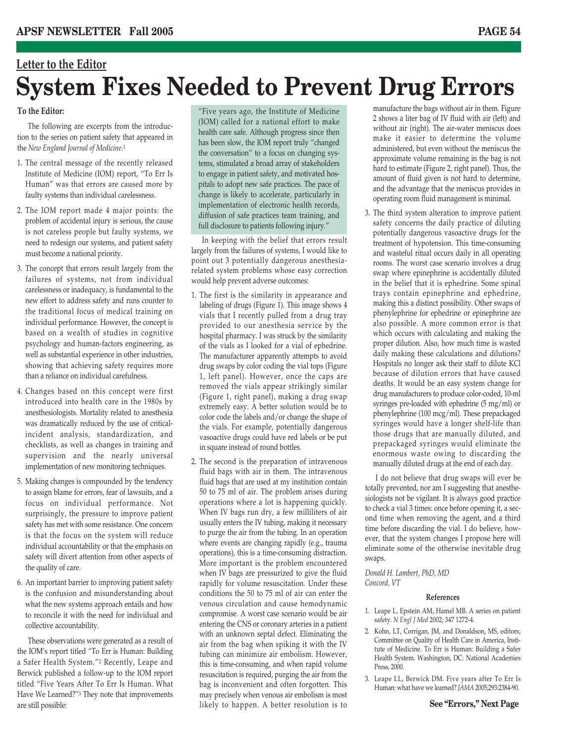## Letter to the Editor

# System Fixes Needed to Prevent Drug Errors

**To the Editor:**

The following are excerpts from the introduction to the series on patient safety that appeared in the *New England Journal of Medicine*.[1]

1. The central message of the recently released Institute of Medicine (IOM) report, "To Err Is Human" was that errors are caused more by faulty systems than individual carelessness.
2. The IOM report made 4 major points: the problem of accidental injury is serious, the cause is not careless people but faulty systems, we need to redesign our systems, and patient safety must become a national priority.
3. The concept that errors result largely from the failures of systems, not from individual carelessness or inadequacy, is fundamental to the new effort to address safety and runs counter to the traditional focus of medical training on individual performance. However, the concept is based on a wealth of studies in cognitive psychology and human-factors engineering, as well as substantial experience in other industries, showing that achieving safety requires more than a reliance on individual carefulness.
4. Changes based on this concept were first introduced into health care in the 1980s by anesthesiologists. Mortality related to anesthesia was dramatically reduced by the use of critical-incident analysis, standardization, and checklists, as well as changes in training and supervision and the nearly universal implementation of new monitoring techniques.
5. Making changes is compounded by the tendency to assign blame for errors, fear of lawsuits, and a focus on individual performance. Not surprisingly, the pressure to improve patient safety has met with some resistance. One concern is that the focus on the system will reduce individual accountability or that the emphasis on safety will divert attention from other aspects of the quality of care.
6. An important barrier to improving patient safety is the confusion and misunderstanding about what the new systems approach entails and how to reconcile it with the need for individual and collective accountability.

These observations were generated as a result of the IOM's report titled "To Err is Human: Building a Safer Health System."[2] Recently, Leape and Berwick published a follow-up to the IOM report titled "Five Years After To Err Is Human. What Have We Learned?"[3] They note that improvements are still possible:

> "Five years ago, the Institute of Medicine (IOM) called for a national effort to make health care safe. Although progress since then has been slow, the IOM report truly "changed the conversation" to a focus on changing systems, stimulated a broad array of stakeholders to engage in patient safety, and motivated hospitals to adopt new safe practices. The pace of change is likely to accelerate, particularly in implementation of electronic health records, diffusion of safe practices team training, and full disclosure to patients following injury."

In keeping with the belief that errors result largely from the failures of systems, I would like to point out 3 potentially dangerous anesthesia-related system problems whose easy correction would help prevent adverse outcomes:

1. The first is the similarity in appearance and labeling of drugs (Figure 1). This image shows 4 vials that I recently pulled from a drug tray provided to our anesthesia service by the hospital pharmacy. I was struck by the similarity of the vials as I looked for a vial of ephedrine. The manufacturer apparently attempts to avoid drug swaps by color coding the vial tops (Figure 1, left panel). However, once the caps are removed the vials appear strikingly similar (Figure 1, right panel), making a drug swap extremely easy. A better solution would be to color code the labels and/or change the shape of the vials. For example, potentially dangerous vasoactive drugs could have red labels or be put in square instead of round bottles.
2. The second is the preparation of intravenous fluid bags with air in them. The intravenous fluid bags that are used at my institution contain 50 to 75 ml of air. The problem arises during operations where a lot is happening quickly. When IV bags run dry, a few milliliters of air usually enters the IV tubing, making it necessary to purge the air from the tubing. In an operation where events are changing rapidly (e.g., trauma operations), this is a time-consuming distraction. More important is the problem encountered when IV bags are pressurized to give the fluid rapidly for volume resuscitation. Under these conditions the 50 to 75 ml of air can enter the venous circulation and cause hemodynamic compromise. A worst case scenario would be air entering the CNS or coronary arteries in a patient with an unknown septal defect. Eliminating the air from the bag when spiking it with the IV tubing can minimize air embolism. However, this is time-consuming, and when rapid volume resuscitation is required, purging the air from the bag is inconvenient and often forgotten. This may precisely when venous air embolism is most likely to happen. A better resolution is to manufacture the bags without air in them. Figure 2 shows a liter bag of IV fluid with air (left) and without air (right). The air-water meniscus does make it easier to determine the volume administered, but even without the meniscus the approximate volume remaining in the bag is not hard to estimate (Figure 2, right panel). Thus, the amount of fluid given is not hard to determine, and the advantage that the meniscus provides in operating room fluid management is minimal.
3. The third system alteration to improve patient safety concerns the daily practice of diluting potentially dangerous vasoactive drugs for the treatment of hypotension. This time-consuming and wasteful ritual occurs daily in all operating rooms. The worst case scenario involves a drug swap where epinephrine is accidentally diluted in the belief that it is ephedrine. Some spinal trays contain epinephrine and ephedrine, making this a distinct possibility. Other swaps of phenylephrine for ephedrine or epinephrine are also possible. A more common error is that which occurs with calculating and making the proper dilution. Also, how much time is wasted daily making these calculations and dilutions? Hospitals no longer ask their staff to dilute KCl because of dilution errors that have caused deaths. It would be an easy system change for drug manufacturers to produce color-coded, 10-ml syringes pre-loaded with ephedrine (5 mg/ml) or phenylephrine (100 mcg/ml). These prepackaged syringes would have a longer shelf-life than those drugs that are manually diluted, and prepackaged syringes would eliminate the enormous waste owing to discarding the manually diluted drugs at the end of each day.

I do not believe that drug swaps will ever be totally prevented, nor am I suggesting that anesthesiologists not be vigilant. It is always good practice to check a vial 3 times: once before opening it, a second time when removing the agent, and a third time before discarding the vial. I do believe, however, that the system changes I propose here will eliminate some of the otherwise inevitable drug swaps.

*Donald H. Lambert, PhD, MD*
*Concord, VT*

#### References

1. Leape L, Epstein AM, Hamel MB. A series on patient safety. *N Engl J Med* 2002; 347 1272-4.
2. Kohn, LT, Corrigan, JM, and Donaldson, MS, editors; Committee on Quality of Health Care in America, Institute of Medicine. To Err is Human: Building a Safer Health System. Washington, DC: National Academies Press, 2000.
3. Leape LL, Berwick DM. Five years after To Err Is Human: what have we learned? *JAMA* 2005;293:2384-90.

**See "Errors," Next Page**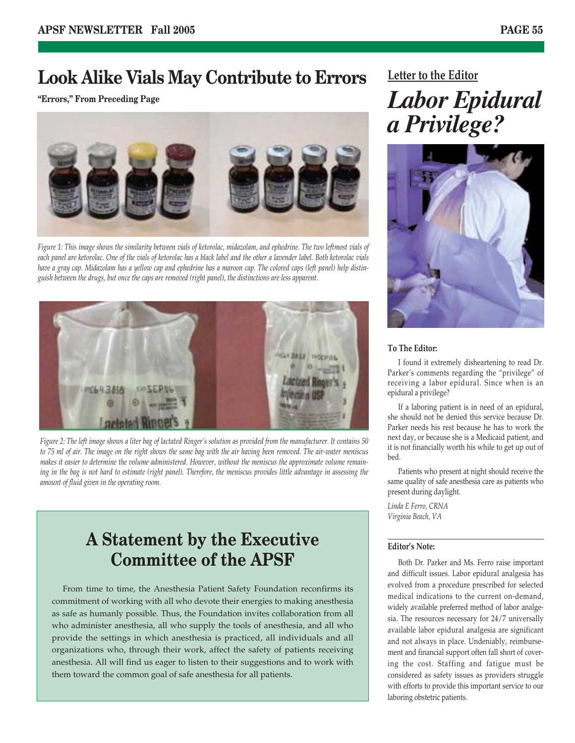# Look Alike Vials May Contribute to Errors

**"Errors," From Preceding Page**

*Figure 1: This image shows the similarity between vials of ketorolac, midazolam, and ephedrine. The two leftmost vials of each panel are ketorolac. One of the vials of ketorolac has a black label and the other a lavender label. Both ketorolac vials have a gray cap. Midazolam has a yellow cap and ephedrine has a maroon cap. The colored caps (left panel) help distinguish between the drugs, but once the caps are removed (right panel), the distinctions are less apparent.*

*Figure 2: The left image shows a liter bag of lactated Ringer's solution as provided from the manufacturer. It contains 50 to 75 ml of air. The image on the right shows the same bag with the air having been removed. The air-water meniscus makes it easier to determine the volume administered. However, without the meniscus the approximate volume remaining in the bag is not hard to estimate (right panel). Therefore, the meniscus provides little advantage in assessing the amount of fluid given in the operating room.*

## A Statement by the Executive Committee of the APSF

From time to time, the Anesthesia Patient Safety Foundation reconfirms its commitment of working with all who devote their energies to making anesthesia as safe as humanly possible. Thus, the Foundation invites collaboration from all who administer anesthesia, all who supply the tools of anesthesia, and all who provide the settings in which anesthesia is practiced, all individuals and all organizations who, through their work, affect the safety of patients receiving anesthesia. All will find us eager to listen to their suggestions and to work with them toward the common goal of safe anesthesia for all patients.

## Letter to the Editor

# *Labor Epidural a Privilege?*

**To The Editor:**

I found it extremely disheartening to read Dr. Parker's comments regarding the "privilege" of receiving a labor epidural. Since when is an epidural a privilege?

If a laboring patient is in need of an epidural, she should not be denied this service because Dr. Parker needs his rest because he has to work the next day, or because she is a Medicaid patient, and it is not financially worth his while to get up out of bed.

Patients who present at night should receive the same quality of safe anesthesia care as patients who present during daylight.

*Linda E Ferro, CRNA*
*Virginia Beach, VA*

**Editor's Note:**

Both Dr. Parker and Ms. Ferro raise important and difficult issues. Labor epidural analgesia has evolved from a procedure prescribed for selected medical indications to the current on-demand, widely available preferred method of labor analgesia. The resources necessary for 24/7 universally available labor epidural analgesia are significant and not always in place. Undeniably, reimbursement and financial support often fall short of covering the cost. Staffing and fatigue must be considered as safety issues as providers struggle with efforts to provide this important service to our laboring obstetric patients.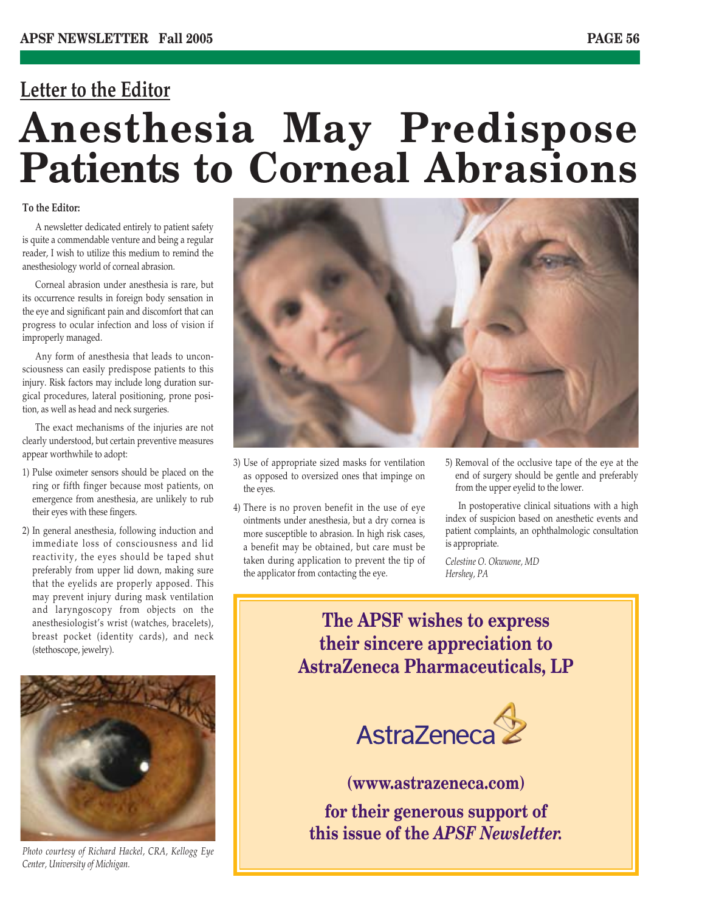Letter to the Editor

# Anesthesia May Predispose Patients to Corneal Abrasions

**To the Editor:**

A newsletter dedicated entirely to patient safety is quite a commendable venture and being a regular reader, I wish to utilize this medium to remind the anesthesiology world of corneal abrasion.

Corneal abrasion under anesthesia is rare, but its occurrence results in foreign body sensation in the eye and significant pain and discomfort that can progress to ocular infection and loss of vision if improperly managed.

Any form of anesthesia that leads to unconsciousness can easily predispose patients to this injury. Risk factors may include long duration surgical procedures, lateral positioning, prone position, as well as head and neck surgeries.

The exact mechanisms of the injuries are not clearly understood, but certain preventive measures appear worthwhile to adopt:

1) Pulse oximeter sensors should be placed on the ring or fifth finger because most patients, on emergence from anesthesia, are unlikely to rub their eyes with these fingers.
2) In general anesthesia, following induction and immediate loss of consciousness and lid reactivity, the eyes should be taped shut preferably from upper lid down, making sure that the eyelids are properly apposed. This may prevent injury during mask ventilation and laryngoscopy from objects on the anesthesiologist's wrist (watches, bracelets), breast pocket (identity cards), and neck (stethoscope, jewelry).
3) Use of appropriate sized masks for ventilation as opposed to oversized ones that impinge on the eyes.
4) There is no proven benefit in the use of eye ointments under anesthesia, but a dry cornea is more susceptible to abrasion. In high risk cases, a benefit may be obtained, but care must be taken during application to prevent the tip of the applicator from contacting the eye.
5) Removal of the occlusive tape of the eye at the end of surgery should be gentle and preferably from the upper eyelid to the lower.

In postoperative clinical situations with a high index of suspicion based on anesthetic events and patient complaints, an ophthalmologic consultation is appropriate.

*Celestine O. Okwuone, MD*
*Hershey, PA*

*Photo courtesy of Richard Hackel, CRA, Kellogg Eye Center, University of Michigan.*

**The APSF wishes to express their sincere appreciation to AstraZeneca Pharmaceuticals, LP**

AstraZeneca

**(www.astrazeneca.com)**

**for their generous support of this issue of the *APSF Newsletter*.**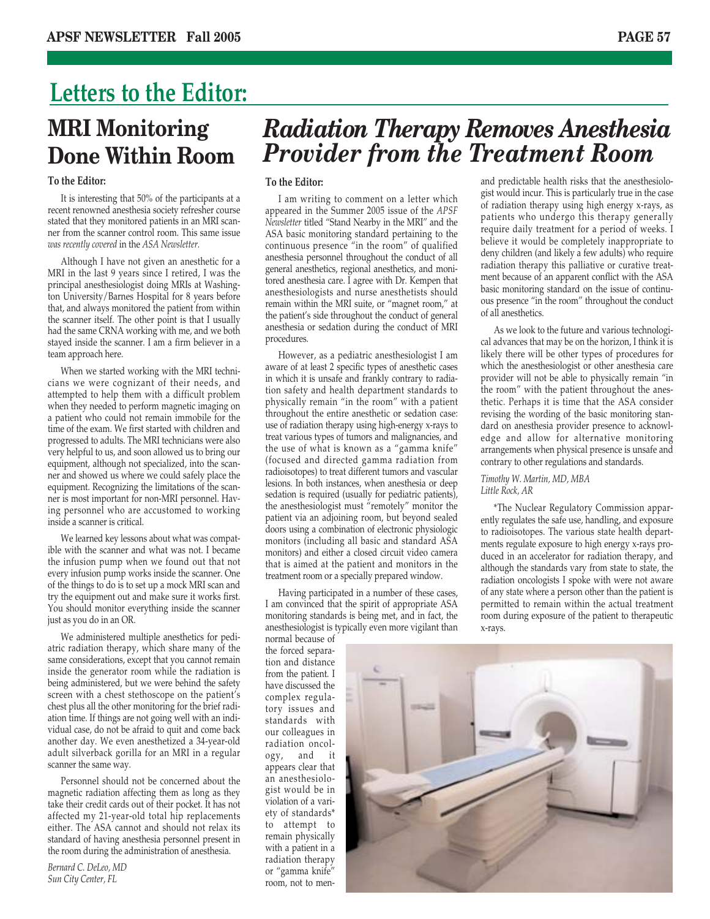# Letters to the Editor:

## MRI Monitoring Done Within Room

**To the Editor:**

It is interesting that 50% of the participants at a recent renowned anesthesia society refresher course stated that they monitored patients in an MRI scanner from the scanner control room. This same issue *was recently covered* in the *ASA Newsletter.*

Although I have not given an anesthetic for a MRI in the last 9 years since I retired, I was the principal anesthesiologist doing MRIs at Washington University/Barnes Hospital for 8 years before that, and always monitored the patient from within the scanner itself. The other point is that I usually had the same CRNA working with me, and we both stayed inside the scanner. I am a firm believer in a team approach here.

When we started working with the MRI technicians we were cognizant of their needs, and attempted to help them with a difficult problem when they needed to perform magnetic imaging on a patient who could not remain immobile for the time of the exam. We first started with children and progressed to adults. The MRI technicians were also very helpful to us, and soon allowed us to bring our equipment, although not specialized, into the scanner and showed us where we could safely place the equipment. Recognizing the limitations of the scanner is most important for non-MRI personnel. Having personnel who are accustomed to working inside a scanner is critical.

We learned key lessons about what was compatible with the scanner and what was not. I became the infusion pump when we found out that not every infusion pump works inside the scanner. One of the things to do is to set up a mock MRI scan and try the equipment out and make sure it works first. You should monitor everything inside the scanner just as you do in an OR.

We administered multiple anesthetics for pediatric radiation therapy, which share many of the same considerations, except that you cannot remain inside the generator room while the radiation is being administered, but we were behind the safety screen with a chest stethoscope on the patient's chest plus all the other monitoring for the brief radiation time. If things are not going well with an individual case, do not be afraid to quit and come back another day. We even anesthetized a 34-year-old adult silverback gorilla for an MRI in a regular scanner the same way.

Personnel should not be concerned about the magnetic radiation affecting them as long as they take their credit cards out of their pocket. It has not affected my 21-year-old total hip replacements either. The ASA cannot and should not relax its standard of having anesthesia personnel present in the room during the administration of anesthesia.

*Bernard C. DeLeo, MD*
*Sun City Center, FL*

## *Radiation Therapy Removes Anesthesia Provider from the Treatment Room*

**To the Editor:**

I am writing to comment on a letter which appeared in the Summer 2005 issue of the *APSF Newsletter* titled "Stand Nearby in the MRI" and the ASA basic monitoring standard pertaining to the continuous presence "in the room" of qualified anesthesia personnel throughout the conduct of all general anesthetics, regional anesthetics, and monitored anesthesia care. I agree with Dr. Kempen that anesthesiologists and nurse anesthetists should remain within the MRI suite, or "magnet room," at the patient's side throughout the conduct of general anesthesia or sedation during the conduct of MRI procedures.

However, as a pediatric anesthesiologist I am aware of at least 2 specific types of anesthetic cases in which it is unsafe and frankly contrary to radiation safety and health department standards to physically remain "in the room" with a patient throughout the entire anesthetic or sedation case: use of radiation therapy using high-energy x-rays to treat various types of tumors and malignancies, and the use of what is known as a "gamma knife" (focused and directed gamma radiation from radioisotopes) to treat different tumors and vascular lesions. In both instances, when anesthesia or deep sedation is required (usually for pediatric patients), the anesthesiologist must "remotely" monitor the patient via an adjoining room, but beyond sealed doors using a combination of electronic physiologic monitors (including all basic and standard ASA monitors) and either a closed circuit video camera that is aimed at the patient and monitors in the treatment room or a specially prepared window.

Having participated in a number of these cases, I am convinced that the spirit of appropriate ASA monitoring standards is being met, and in fact, the anesthesiologist is typically even more vigilant than normal because of the forced separation and distance from the patient. I have discussed the complex regulatory issues and standards with our colleagues in radiation oncology, and it appears clear that an anesthesiologist would be in violation of a variety of standards* to attempt to remain physically with a patient in a radiation therapy or "gamma knife" room, not to mention the additional and predictable health risks that the anesthesiologist would incur. This is particularly true in the case of radiation therapy using high energy x-rays, as patients who undergo this therapy generally require daily treatment for a period of weeks. I believe it would be completely inappropriate to deny children (and likely a few adults) who require radiation therapy this palliative or curative treatment because of an apparent conflict with the ASA basic monitoring standard on the issue of continuous presence "in the room" throughout the conduct of all anesthetics.

As we look to the future and various technological advances that may be on the horizon, I think it is likely there will be other types of procedures for which the anesthesiologist or other anesthesia care provider will not be able to physically remain "in the room" with the patient throughout the anesthetic. Perhaps it is time that the ASA consider revising the wording of the basic monitoring standard on anesthesia provider presence to acknowledge and allow for alternative monitoring arrangements when physical presence is unsafe and contrary to other regulations and standards.

*Timothy W. Martin, MD, MBA*
*Little Rock, AR*

*The Nuclear Regulatory Commission apparently regulates the safe use, handling, and exposure to radioisotopes. The various state health departments regulate exposure to high energy x-rays produced in an accelerator for radiation therapy, and although the standards vary from state to state, the radiation oncologists I spoke with were not aware of any state where a person other than the patient is permitted to remain within the actual treatment room during exposure of the patient to therapeutic x-rays.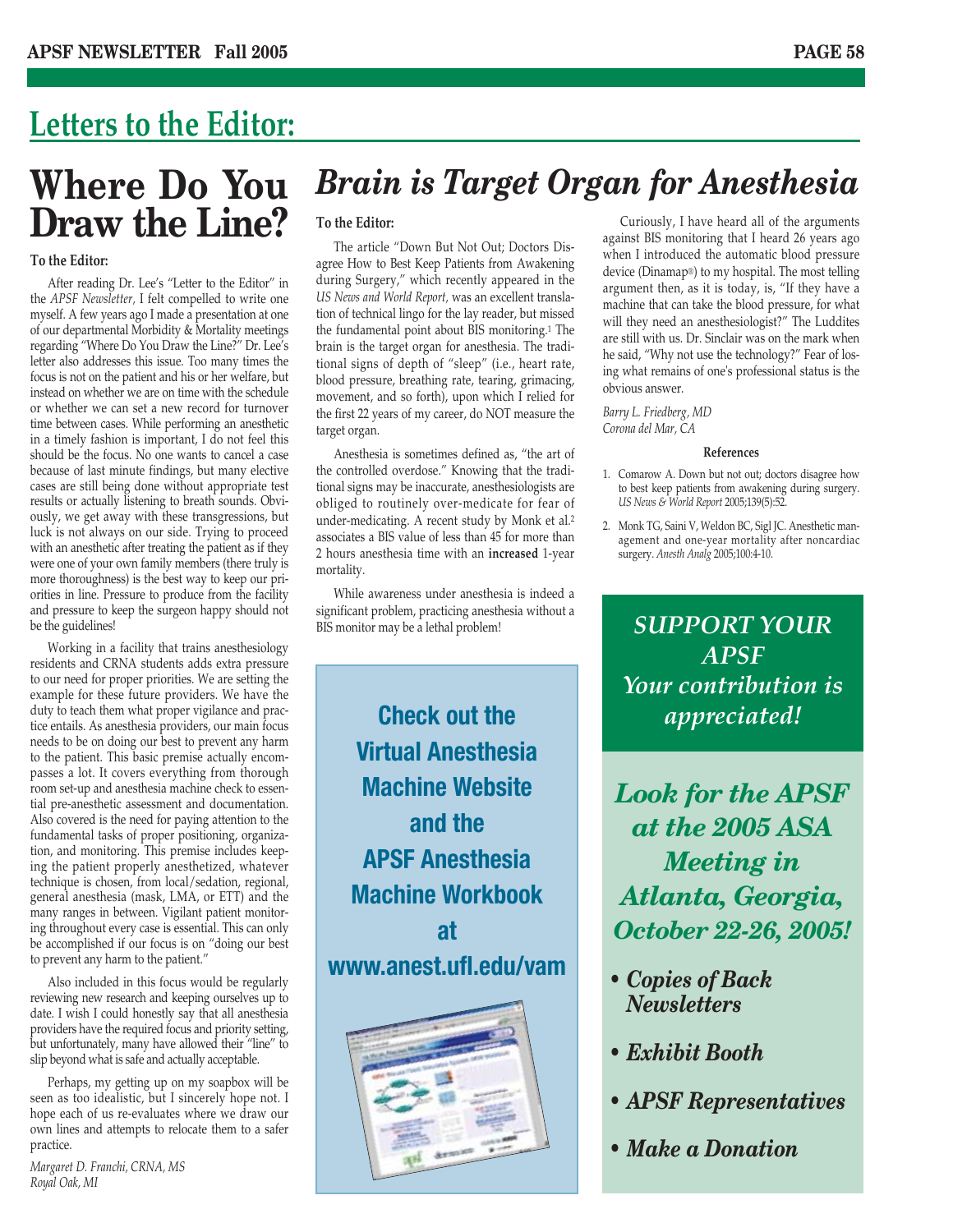## Letters to the Editor:

# Where Do You Draw the Line?

**To the Editor:**

After reading Dr. Lee's "Letter to the Editor" in the *APSF Newsletter,* I felt compelled to write one myself. A few years ago I made a presentation at one of our departmental Morbidity & Mortality meetings regarding "Where Do You Draw the Line?" Dr. Lee's letter also addresses this issue. Too many times the focus is not on the patient and his or her welfare, but instead on whether we are on time with the schedule or whether we can set a new record for turnover time between cases. While performing an anesthetic in a timely fashion is important, I do not feel this should be the focus. No one wants to cancel a case because of last minute findings, but many elective cases are still being done without appropriate test results or actually listening to breath sounds. Obviously, we get away with these transgressions, but luck is not always on our side. Trying to proceed with an anesthetic after treating the patient as if they were one of your own family members (there truly is more thoroughness) is the best way to keep our priorities in line. Pressure to produce from the facility and pressure to keep the surgeon happy should not be the guidelines!

Working in a facility that trains anesthesiology residents and CRNA students adds extra pressure to our need for proper priorities. We are setting the example for these future providers. We have the duty to teach them what proper vigilance and practice entails. As anesthesia providers, our main focus needs to be on doing our best to prevent any harm to the patient. This basic premise actually encompasses a lot. It covers everything from thorough room set-up and anesthesia machine check to essential pre-anesthetic assessment and documentation. Also covered is the need for paying attention to the fundamental tasks of proper positioning, organization, and monitoring. This premise includes keeping the patient properly anesthetized, whatever technique is chosen, from local/sedation, regional, general anesthesia (mask, LMA, or ETT) and the many ranges in between. Vigilant patient monitoring throughout every case is essential. This can only be accomplished if our focus is on "doing our best to prevent any harm to the patient."

Also included in this focus would be regularly reviewing new research and keeping ourselves up to date. I wish I could honestly say that all anesthesia providers have the required focus and priority setting, but unfortunately, many have allowed their "line" to slip beyond what is safe and actually acceptable.

Perhaps, my getting up on my soapbox will be seen as too idealistic, but I sincerely hope not. I hope each of us re-evaluates where we draw our own lines and attempts to relocate them to a safer practice.

*Margaret D. Franchi, CRNA, MS*
*Royal Oak, MI*

# *Brain is Target Organ for Anesthesia*

**To the Editor:**

The article "Down But Not Out; Doctors Disagree How to Best Keep Patients from Awakening during Surgery," which recently appeared in the *US News and World Report,* was an excellent translation of technical lingo for the lay reader, but missed the fundamental point about BIS monitoring.[1] The brain is the target organ for anesthesia. The traditional signs of depth of "sleep" (i.e., heart rate, blood pressure, breathing rate, tearing, grimacing, movement, and so forth), upon which I relied for the first 22 years of my career, do NOT measure the target organ.

Anesthesia is sometimes defined as, "the art of the controlled overdose." Knowing that the traditional signs may be inaccurate, anesthesiologists are obliged to routinely over-medicate for fear of under-medicating. A recent study by Monk et al.[2] associates a BIS value of less than 45 for more than 2 hours anesthesia time with an **increased** 1-year mortality.

While awareness under anesthesia is indeed a significant problem, practicing anesthesia without a BIS monitor may be a lethal problem!

Curiously, I have heard all of the arguments against BIS monitoring that I heard 26 years ago when I introduced the automatic blood pressure device (Dinamap®) to my hospital. The most telling argument then, as it is today, is, "If they have a machine that can take the blood pressure, for what will they need an anesthesiologist?" The Luddites are still with us. Dr. Sinclair was on the mark when he said, "Why not use the technology?" Fear of losing what remains of one's professional status is the obvious answer.

*Barry L. Friedberg, MD*
*Corona del Mar, CA*

**References**

1. Comarow A. Down but not out; doctors disagree how to best keep patients from awakening during surgery. *US News & World Report* 2005;139(5):52.
2. Monk TG, Saini V, Weldon BC, Sigl JC. Anesthetic management and one-year mortality after noncardiac surgery. *Anesth Analg* 2005;100:4-10.

**Check out the Virtual Anesthesia Machine Website and the APSF Anesthesia Machine Workbook at www.anest.ufl.edu/vam**

***SUPPORT YOUR APSF***
***Your contribution is appreciated!***

***Look for the APSF at the 2005 ASA Meeting in Atlanta, Georgia, October 22-26, 2005!***

- ***Copies of Back Newsletters***
- ***Exhibit Booth***
- ***APSF Representatives***
- ***Make a Donation***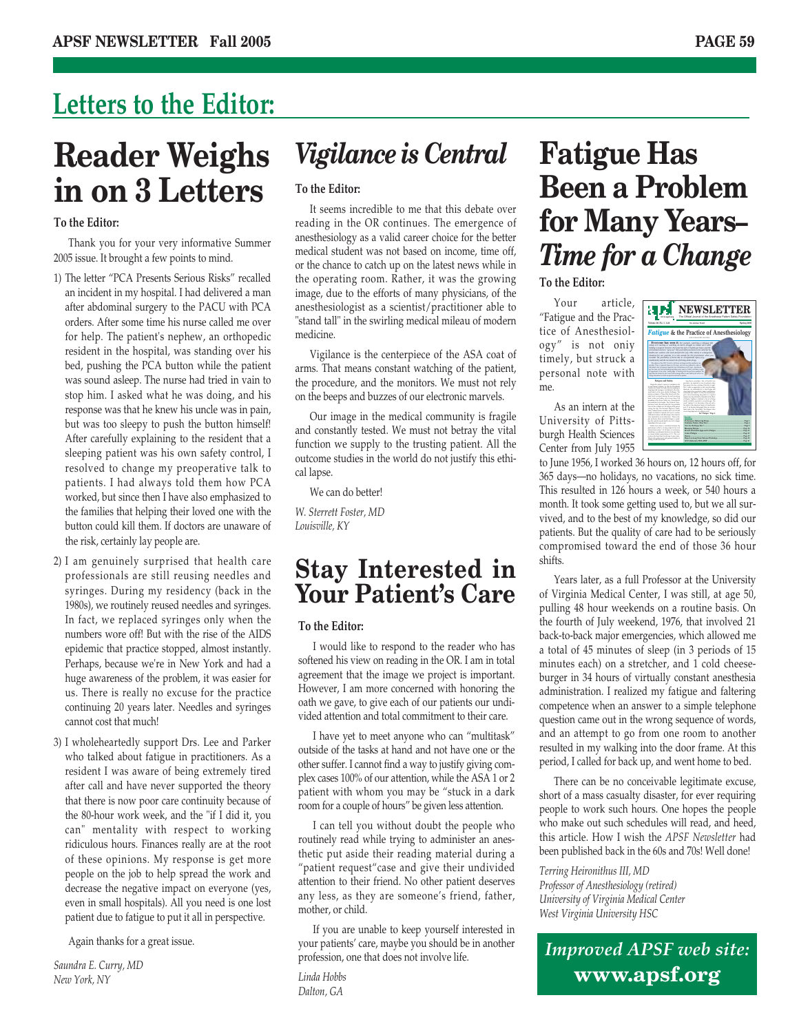# Letters to the Editor:

## Reader Weighs in on 3 Letters

**To the Editor:**

Thank you for your very informative Summer 2005 issue. It brought a few points to mind.

1) The letter "PCA Presents Serious Risks" recalled an incident in my hospital. I had delivered a man after abdominal surgery to the PACU with PCA orders. After some time his nurse called me over for help. The patient's nephew, an orthopedic resident in the hospital, was standing over his bed, pushing the PCA button while the patient was sound asleep. The nurse had tried in vain to stop him. I asked what he was doing, and his response was that he knew his uncle was in pain, but was too sleepy to push the button himself! After carefully explaining to the resident that a sleeping patient was his own safety control, I resolved to change my preoperative talk to patients. I had always told them how PCA worked, but since then I have also emphasized to the families that helping their loved one with the button could kill them. If doctors are unaware of the risk, certainly lay people are.

2) I am genuinely surprised that health care professionals are still reusing needles and syringes. During my residency (back in the 1980s), we routinely reused needles and syringes. In fact, we replaced syringes only when the numbers wore off! But with the rise of the AIDS epidemic that practice stopped, almost instantly. Perhaps, because we're in New York and had a huge awareness of the problem, it was easier for us. There is really no excuse for the practice continuing 20 years later. Needles and syringes cannot cost that much!

3) I wholeheartedly support Drs. Lee and Parker who talked about fatigue in practitioners. As a resident I was aware of being extremely tired after call and have never supported the theory that there is now poor care continuity because of the 80-hour work week, and the "if I did it, you can" mentality with respect to working ridiculous hours. Finances really are at the root of these opinions. My response is get more people on the job to help spread the work and decrease the negative impact on everyone (yes, even in small hospitals). All you need is one lost patient due to fatigue to put it all in perspective.

Again thanks for a great issue.

*Saundra E. Curry, MD*
*New York, NY*

## *Vigilance is Central*

**To the Editor:**

It seems incredible to me that this debate over reading in the OR continues. The emergence of anesthesiology as a valid career choice for the better medical student was not based on income, time off, or the chance to catch up on the latest news while in the operating room. Rather, it was the growing image, due to the efforts of many physicians, of the anesthesiologist as a scientist/practitioner able to "stand tall" in the swirling medical mileau of modern medicine.

Vigilance is the centerpiece of the ASA coat of arms. That means constant watching of the patient, the procedure, and the monitors. We must not rely on the beeps and buzzes of our electronic marvels.

Our image in the medical community is fragile and constantly tested. We must not betray the vital function we supply to the trusting patient. All the outcome studies in the world do not justify this ethical lapse.

We can do better!

*W. Sterrett Foster, MD*
*Louisville, KY*

## Stay Interested in Your Patient's Care

**To the Editor:**

I would like to respond to the reader who has softened his view on reading in the OR. I am in total agreement that the image we project is important. However, I am more concerned with honoring the oath we gave, to give each of our patients our undivided attention and total commitment to their care.

I have yet to meet anyone who can "multitask" outside of the tasks at hand and not have one or the other suffer. I cannot find a way to justify giving complex cases 100% of our attention, while the ASA 1 or 2 patient with whom you may be "stuck in a dark room for a couple of hours" be given less attention.

I can tell you without doubt the people who routinely read while trying to administer an anesthetic put aside their reading material during a "patient request"case and give their undivided attention to their friend. No other patient deserves any less, as they are someone's friend, father, mother, or child.

If you are unable to keep yourself interested in your patients' care, maybe you should be in another profession, one that does not involve life.

*Linda Hobbs*
*Dalton, GA*

## Fatigue Has Been a Problem for Many Years–*Time for a Change*

**To the Editor:**

Your article, "Fatigue and the Practice of Anesthesiology" is not only timely, but struck a personal note with me.

As an intern at the University of Pittsburgh Health Sciences Center from July 1955 to June 1956, I worked 36 hours on, 12 hours off, for 365 days—no holidays, no vacations, no sick time. This resulted in 126 hours a week, or 540 hours a month. It took some getting used to, but we all survived, and to the best of my knowledge, so did our patients. But the quality of care had to be seriously compromised toward the end of those 36 hour shifts.

Years later, as a full Professor at the University of Virginia Medical Center, I was still, at age 50, pulling 48 hour weekends on a routine basis. On the fourth of July weekend, 1976, that involved 21 back-to-back major emergencies, which allowed me a total of 45 minutes of sleep (in 3 periods of 15 minutes each) on a stretcher, and 1 cold cheeseburger in 34 hours of virtually constant anesthesia administration. I realized my fatigue and faltering competence when an answer to a simple telephone question came out in the wrong sequence of words, and an attempt to go from one room to another resulted in my walking into the door frame. At this period, I called for back up, and went home to bed.

There can be no conceivable legitimate excuse, short of a mass casualty disaster, for ever requiring people to work such hours. One hopes the people who make out such schedules will read, and heed, this article. How I wish the *APSF Newsletter* had been published back in the 60s and 70s! Well done!

*Terring Heironithus III, MD*
*Professor of Anesthesiology (retired)*
*University of Virginia Medical Center*
*West Virginia University HSC*

***Improved APSF web site:***
**www.apsf.org**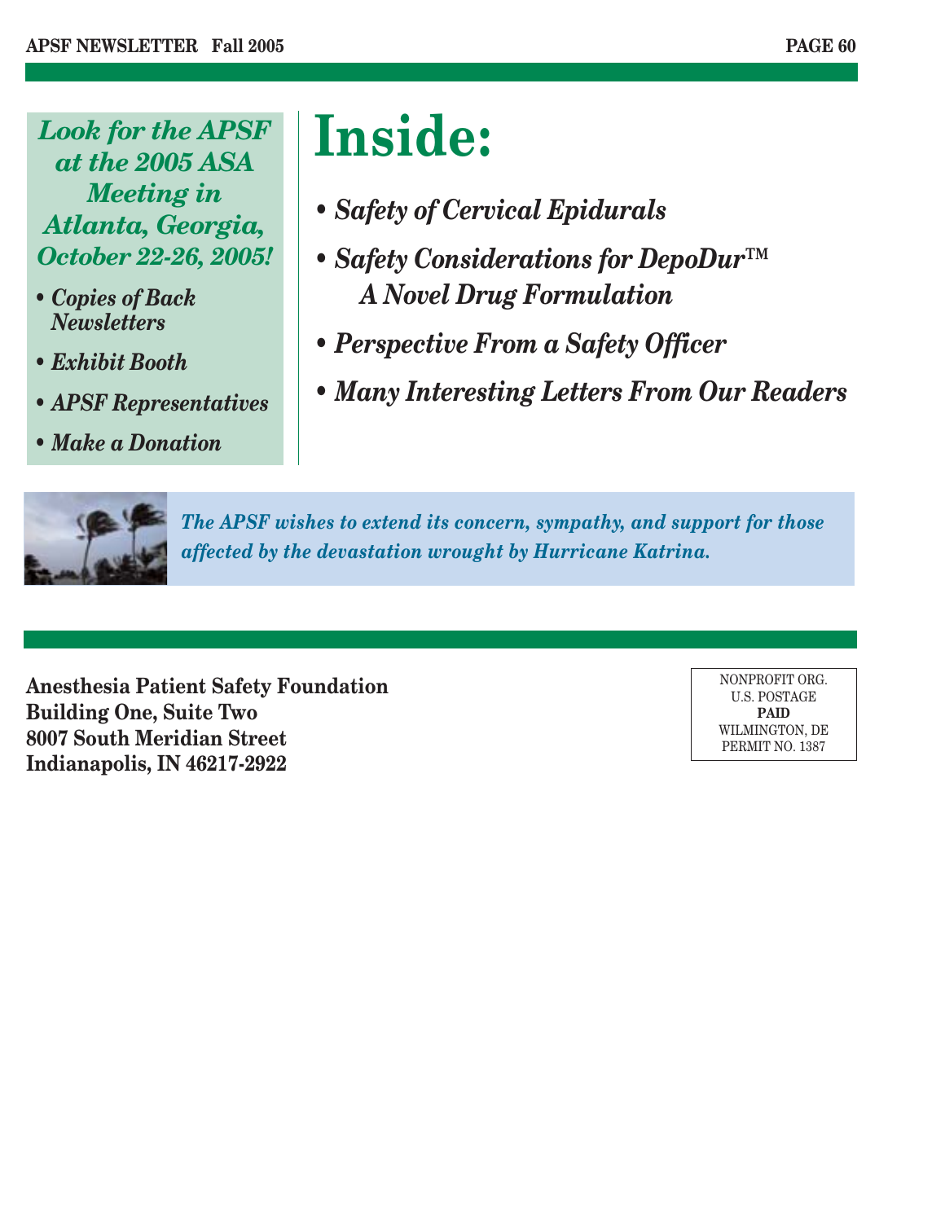***Look for the APSF at the 2005 ASA Meeting in Atlanta, Georgia, October 22-26, 2005!***

- ***Copies of Back Newsletters***
- ***Exhibit Booth***
- ***APSF Representatives***
- ***Make a Donation***

# Inside:

- ***Safety of Cervical Epidurals***
- ***Safety Considerations for DepoDur™ A Novel Drug Formulation***
- ***Perspective From a Safety Officer***
- ***Many Interesting Letters From Our Readers***

***The APSF wishes to extend its concern, sympathy, and support for those affected by the devastation wrought by Hurricane Katrina.***

**Anesthesia Patient Safety Foundation**
**Building One, Suite Two**
**8007 South Meridian Street**
**Indianapolis, IN 46217-2922**

NONPROFIT ORG.
U.S. POSTAGE
**PAID**
WILMINGTON, DE
PERMIT NO. 1387